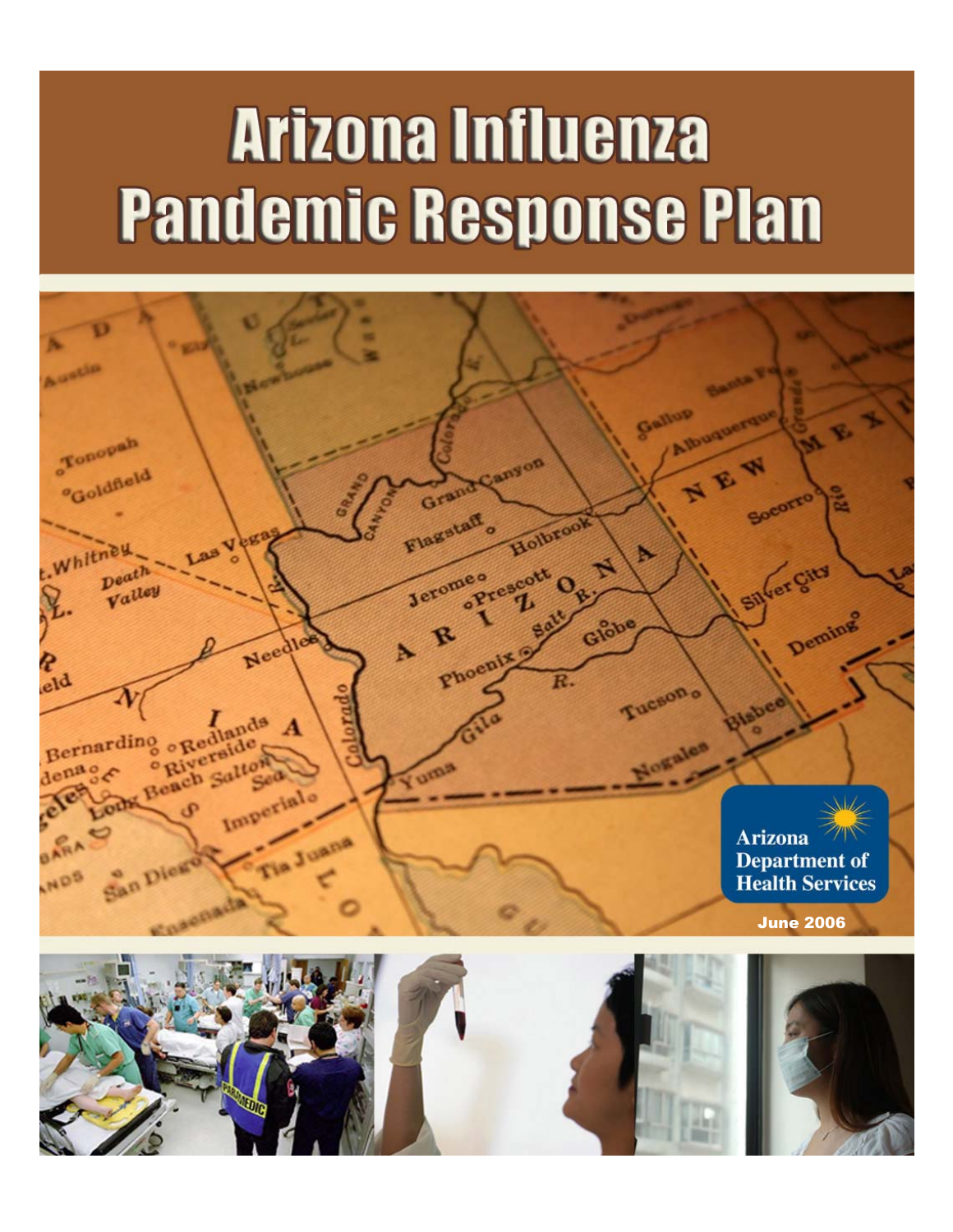# Arizona Influenza Pandemic Response Plan

Arizona Department of Health Services

June 2006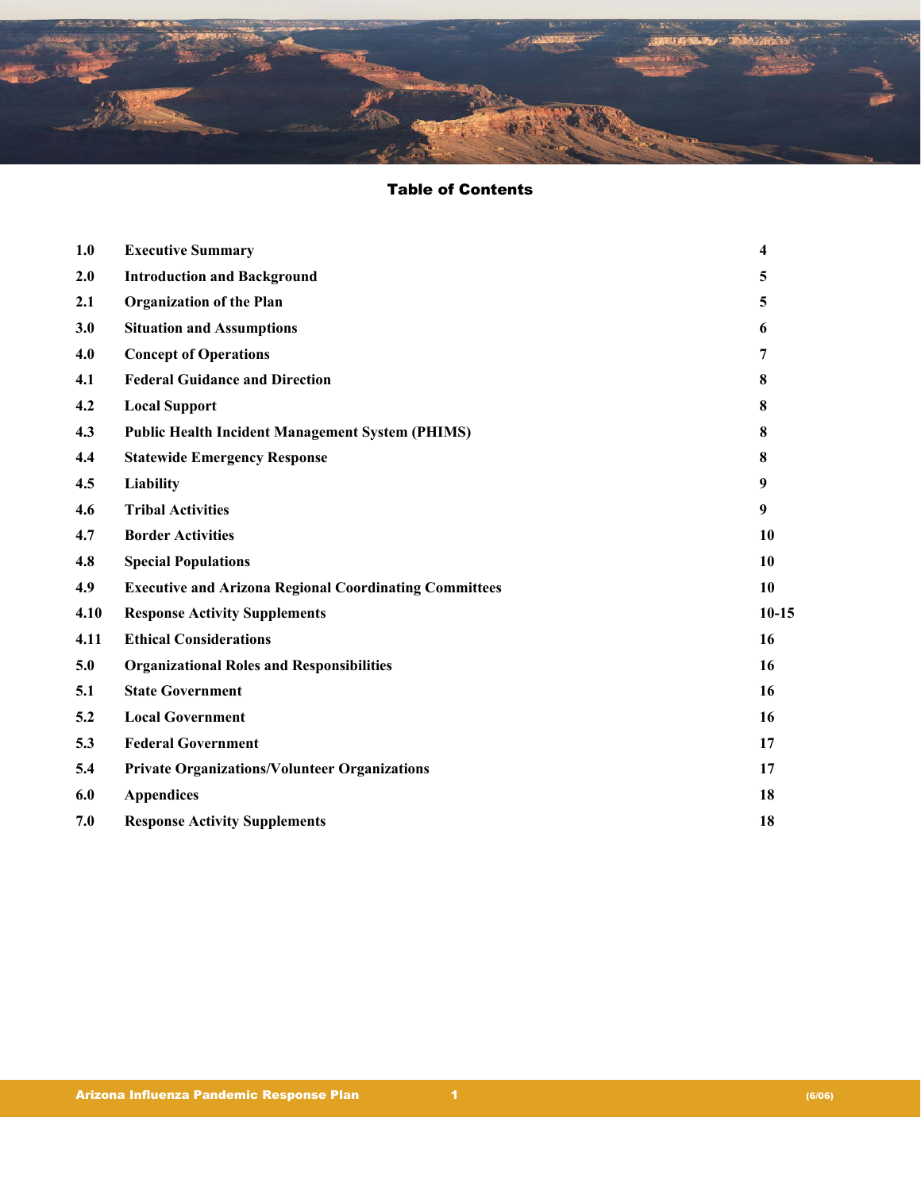## Table of Contents

| | | |
|---|---|---|
| 1.0 | Executive Summary | 4 |
| 2.0 | Introduction and Background | 5 |
| 2.1 | Organization of the Plan | 5 |
| 3.0 | Situation and Assumptions | 6 |
| 4.0 | Concept of Operations | 7 |
| 4.1 | Federal Guidance and Direction | 8 |
| 4.2 | Local Support | 8 |
| 4.3 | Public Health Incident Management System (PHIMS) | 8 |
| 4.4 | Statewide Emergency Response | 8 |
| 4.5 | Liability | 9 |
| 4.6 | Tribal Activities | 9 |
| 4.7 | Border Activities | 10 |
| 4.8 | Special Populations | 10 |
| 4.9 | Executive and Arizona Regional Coordinating Committees | 10 |
| 4.10 | Response Activity Supplements | 10-15 |
| 4.11 | Ethical Considerations | 16 |
| 5.0 | Organizational Roles and Responsibilities | 16 |
| 5.1 | State Government | 16 |
| 5.2 | Local Government | 16 |
| 5.3 | Federal Government | 17 |
| 5.4 | Private Organizations/Volunteer Organizations | 17 |
| 6.0 | Appendices | 18 |
| 7.0 | Response Activity Supplements | 18 |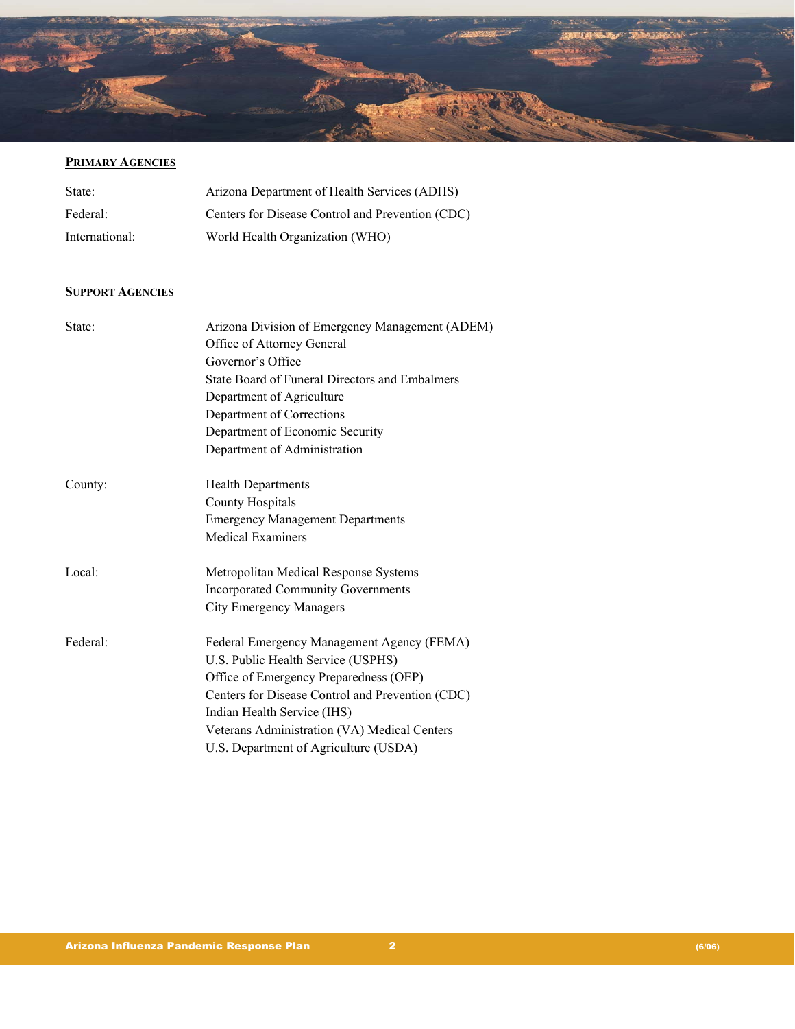## Primary Agencies

| | |
|---|---|
| State: | Arizona Department of Health Services (ADHS) |
| Federal: | Centers for Disease Control and Prevention (CDC) |
| International: | World Health Organization (WHO) |

## Support Agencies

| | |
|---|---|
| State: | Arizona Division of Emergency Management (ADEM)<br>Office of Attorney General<br>Governor's Office<br>State Board of Funeral Directors and Embalmers<br>Department of Agriculture<br>Department of Corrections<br>Department of Economic Security<br>Department of Administration |
| County: | Health Departments<br>County Hospitals<br>Emergency Management Departments<br>Medical Examiners |
| Local: | Metropolitan Medical Response Systems<br>Incorporated Community Governments<br>City Emergency Managers |
| Federal: | Federal Emergency Management Agency (FEMA)<br>U.S. Public Health Service (USPHS)<br>Office of Emergency Preparedness (OEP)<br>Centers for Disease Control and Prevention (CDC)<br>Indian Health Service (IHS)<br>Veterans Administration (VA) Medical Centers<br>U.S. Department of Agriculture (USDA) |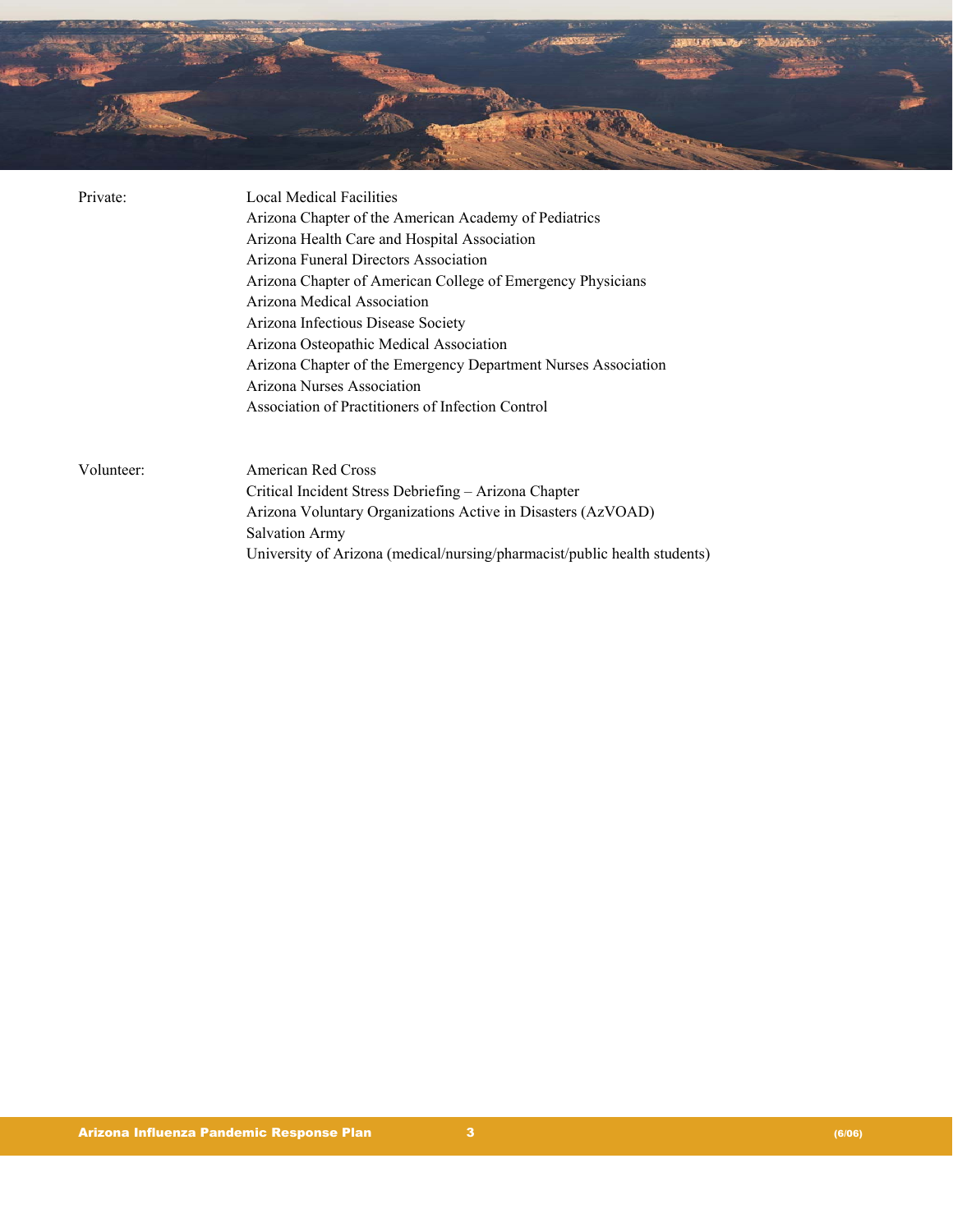Private:

- Local Medical Facilities
- Arizona Chapter of the American Academy of Pediatrics
- Arizona Health Care and Hospital Association
- Arizona Funeral Directors Association
- Arizona Chapter of American College of Emergency Physicians
- Arizona Medical Association
- Arizona Infectious Disease Society
- Arizona Osteopathic Medical Association
- Arizona Chapter of the Emergency Department Nurses Association
- Arizona Nurses Association
- Association of Practitioners of Infection Control

Volunteer:

- American Red Cross
- Critical Incident Stress Debriefing – Arizona Chapter
- Arizona Voluntary Organizations Active in Disasters (AzVOAD)
- Salvation Army
- University of Arizona (medical/nursing/pharmacist/public health students)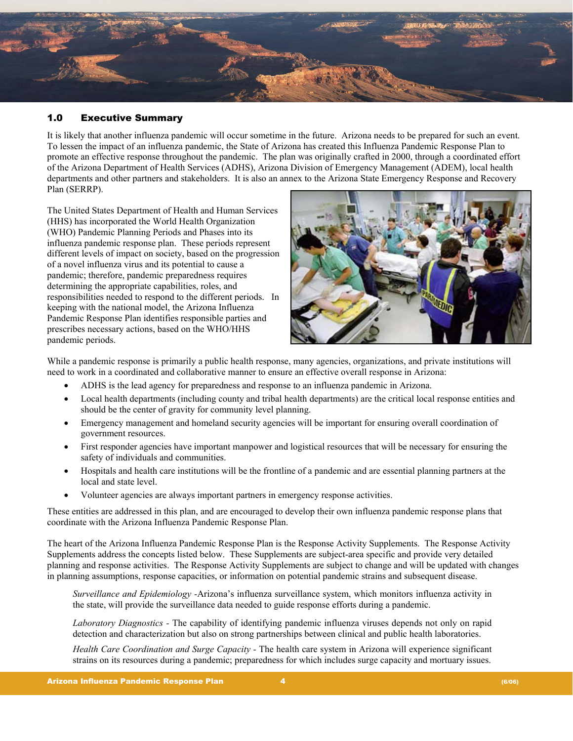## 1.0 Executive Summary

It is likely that another influenza pandemic will occur sometime in the future. Arizona needs to be prepared for such an event. To lessen the impact of an influenza pandemic, the State of Arizona has created this Influenza Pandemic Response Plan to promote an effective response throughout the pandemic. The plan was originally crafted in 2000, through a coordinated effort of the Arizona Department of Health Services (ADHS), Arizona Division of Emergency Management (ADEM), local health departments and other partners and stakeholders. It is also an annex to the Arizona State Emergency Response and Recovery Plan (SERRP).

The United States Department of Health and Human Services (HHS) has incorporated the World Health Organization (WHO) Pandemic Planning Periods and Phases into its influenza pandemic response plan. These periods represent different levels of impact on society, based on the progression of a novel influenza virus and its potential to cause a pandemic; therefore, pandemic preparedness requires determining the appropriate capabilities, roles, and responsibilities needed to respond to the different periods. In keeping with the national model, the Arizona Influenza Pandemic Response Plan identifies responsible parties and prescribes necessary actions, based on the WHO/HHS pandemic periods.

While a pandemic response is primarily a public health response, many agencies, organizations, and private institutions will need to work in a coordinated and collaborative manner to ensure an effective overall response in Arizona:

- ADHS is the lead agency for preparedness and response to an influenza pandemic in Arizona.
- Local health departments (including county and tribal health departments) are the critical local response entities and should be the center of gravity for community level planning.
- Emergency management and homeland security agencies will be important for ensuring overall coordination of government resources.
- First responder agencies have important manpower and logistical resources that will be necessary for ensuring the safety of individuals and communities.
- Hospitals and health care institutions will be the frontline of a pandemic and are essential planning partners at the local and state level.
- Volunteer agencies are always important partners in emergency response activities.

These entities are addressed in this plan, and are encouraged to develop their own influenza pandemic response plans that coordinate with the Arizona Influenza Pandemic Response Plan.

The heart of the Arizona Influenza Pandemic Response Plan is the Response Activity Supplements. The Response Activity Supplements address the concepts listed below. These Supplements are subject-area specific and provide very detailed planning and response activities. The Response Activity Supplements are subject to change and will be updated with changes in planning assumptions, response capacities, or information on potential pandemic strains and subsequent disease.

*Surveillance and Epidemiology* -Arizona's influenza surveillance system, which monitors influenza activity in the state, will provide the surveillance data needed to guide response efforts during a pandemic.

*Laboratory Diagnostics* - The capability of identifying pandemic influenza viruses depends not only on rapid detection and characterization but also on strong partnerships between clinical and public health laboratories.

*Health Care Coordination and Surge Capacity* - The health care system in Arizona will experience significant strains on its resources during a pandemic; preparedness for which includes surge capacity and mortuary issues.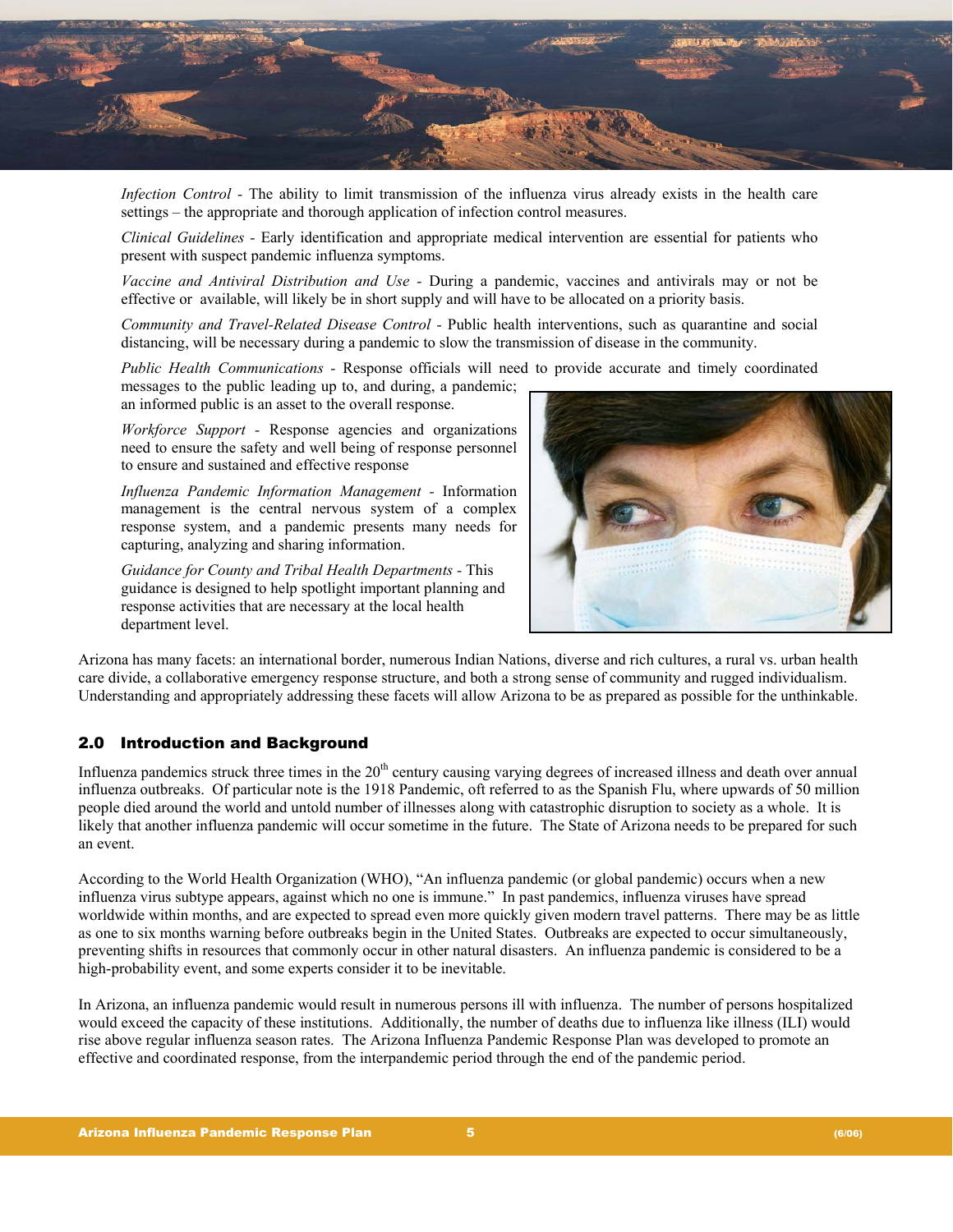*Infection Control* - The ability to limit transmission of the influenza virus already exists in the health care settings – the appropriate and thorough application of infection control measures.

*Clinical Guidelines* - Early identification and appropriate medical intervention are essential for patients who present with suspect pandemic influenza symptoms.

*Vaccine and Antiviral Distribution and Use* - During a pandemic, vaccines and antivirals may or not be effective or available, will likely be in short supply and will have to be allocated on a priority basis.

*Community and Travel-Related Disease Control* - Public health interventions, such as quarantine and social distancing, will be necessary during a pandemic to slow the transmission of disease in the community.

*Public Health Communications* - Response officials will need to provide accurate and timely coordinated messages to the public leading up to, and during, a pandemic; an informed public is an asset to the overall response.

*Workforce Support* - Response agencies and organizations need to ensure the safety and well being of response personnel to ensure and sustained and effective response

*Influenza Pandemic Information Management* - Information management is the central nervous system of a complex response system, and a pandemic presents many needs for capturing, analyzing and sharing information.

*Guidance for County and Tribal Health Departments* - This guidance is designed to help spotlight important planning and response activities that are necessary at the local health department level.

Arizona has many facets: an international border, numerous Indian Nations, diverse and rich cultures, a rural vs. urban health care divide, a collaborative emergency response structure, and both a strong sense of community and rugged individualism. Understanding and appropriately addressing these facets will allow Arizona to be as prepared as possible for the unthinkable.

## 2.0 Introduction and Background

Influenza pandemics struck three times in the 20th century causing varying degrees of increased illness and death over annual influenza outbreaks. Of particular note is the 1918 Pandemic, oft referred to as the Spanish Flu, where upwards of 50 million people died around the world and untold number of illnesses along with catastrophic disruption to society as a whole. It is likely that another influenza pandemic will occur sometime in the future. The State of Arizona needs to be prepared for such an event.

According to the World Health Organization (WHO), "An influenza pandemic (or global pandemic) occurs when a new influenza virus subtype appears, against which no one is immune." In past pandemics, influenza viruses have spread worldwide within months, and are expected to spread even more quickly given modern travel patterns. There may be as little as one to six months warning before outbreaks begin in the United States. Outbreaks are expected to occur simultaneously, preventing shifts in resources that commonly occur in other natural disasters. An influenza pandemic is considered to be a high-probability event, and some experts consider it to be inevitable.

In Arizona, an influenza pandemic would result in numerous persons ill with influenza. The number of persons hospitalized would exceed the capacity of these institutions. Additionally, the number of deaths due to influenza like illness (ILI) would rise above regular influenza season rates. The Arizona Influenza Pandemic Response Plan was developed to promote an effective and coordinated response, from the interpandemic period through the end of the pandemic period.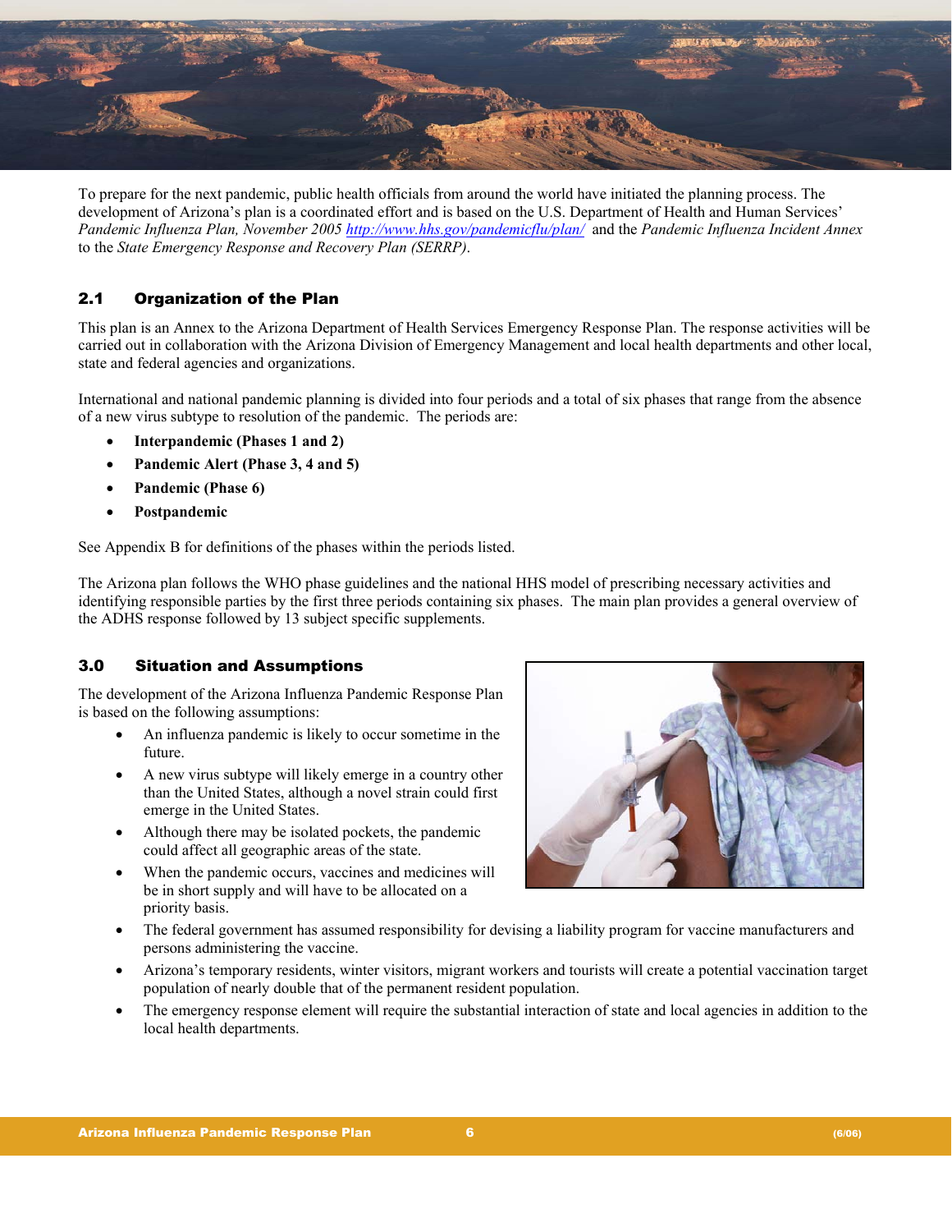To prepare for the next pandemic, public health officials from around the world have initiated the planning process. The development of Arizona's plan is a coordinated effort and is based on the U.S. Department of Health and Human Services' *Pandemic Influenza Plan, November 2005* http://www.hhs.gov/pandemicflu/plan/ and the *Pandemic Influenza Incident Annex* to the *State Emergency Response and Recovery Plan (SERRP)*.

## 2.1 Organization of the Plan

This plan is an Annex to the Arizona Department of Health Services Emergency Response Plan. The response activities will be carried out in collaboration with the Arizona Division of Emergency Management and local health departments and other local, state and federal agencies and organizations.

International and national pandemic planning is divided into four periods and a total of six phases that range from the absence of a new virus subtype to resolution of the pandemic. The periods are:

- **Interpandemic (Phases 1 and 2)**
- **Pandemic Alert (Phase 3, 4 and 5)**
- **Pandemic (Phase 6)**
- **Postpandemic**

See Appendix B for definitions of the phases within the periods listed.

The Arizona plan follows the WHO phase guidelines and the national HHS model of prescribing necessary activities and identifying responsible parties by the first three periods containing six phases. The main plan provides a general overview of the ADHS response followed by 13 subject specific supplements.

## 3.0 Situation and Assumptions

The development of the Arizona Influenza Pandemic Response Plan is based on the following assumptions:

- An influenza pandemic is likely to occur sometime in the future.
- A new virus subtype will likely emerge in a country other than the United States, although a novel strain could first emerge in the United States.
- Although there may be isolated pockets, the pandemic could affect all geographic areas of the state.
- When the pandemic occurs, vaccines and medicines will be in short supply and will have to be allocated on a priority basis.
- The federal government has assumed responsibility for devising a liability program for vaccine manufacturers and persons administering the vaccine.
- Arizona's temporary residents, winter visitors, migrant workers and tourists will create a potential vaccination target population of nearly double that of the permanent resident population.
- The emergency response element will require the substantial interaction of state and local agencies in addition to the local health departments.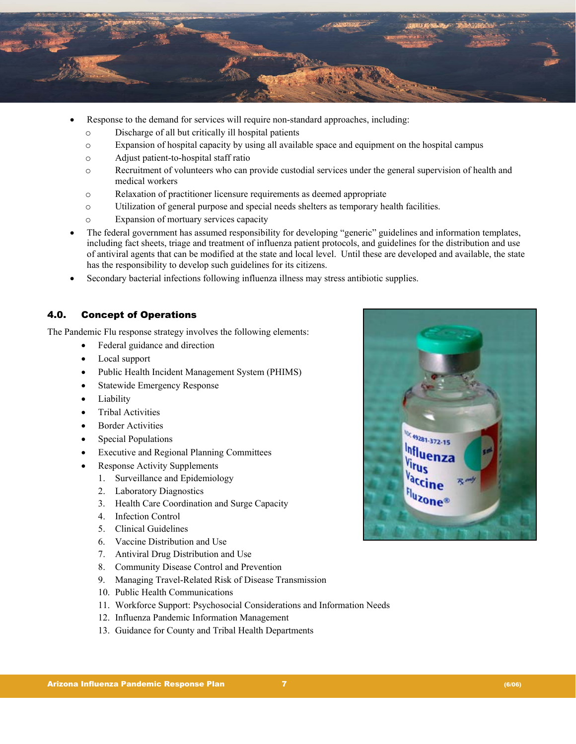- Response to the demand for services will require non-standard approaches, including:
  - Discharge of all but critically ill hospital patients
  - Expansion of hospital capacity by using all available space and equipment on the hospital campus
  - Adjust patient-to-hospital staff ratio
  - Recruitment of volunteers who can provide custodial services under the general supervision of health and medical workers
  - Relaxation of practitioner licensure requirements as deemed appropriate
  - Utilization of general purpose and special needs shelters as temporary health facilities.
  - Expansion of mortuary services capacity
- The federal government has assumed responsibility for developing "generic" guidelines and information templates, including fact sheets, triage and treatment of influenza patient protocols, and guidelines for the distribution and use of antiviral agents that can be modified at the state and local level. Until these are developed and available, the state has the responsibility to develop such guidelines for its citizens.
- Secondary bacterial infections following influenza illness may stress antibiotic supplies.

## 4.0. Concept of Operations

The Pandemic Flu response strategy involves the following elements:

- Federal guidance and direction
- Local support
- Public Health Incident Management System (PHIMS)
- Statewide Emergency Response
- Liability
- Tribal Activities
- Border Activities
- Special Populations
- Executive and Regional Planning Committees
- Response Activity Supplements
  1. Surveillance and Epidemiology
  2. Laboratory Diagnostics
  3. Health Care Coordination and Surge Capacity
  4. Infection Control
  5. Clinical Guidelines
  6. Vaccine Distribution and Use
  7. Antiviral Drug Distribution and Use
  8. Community Disease Control and Prevention
  9. Managing Travel-Related Risk of Disease Transmission
  10. Public Health Communications
  11. Workforce Support: Psychosocial Considerations and Information Needs
  12. Influenza Pandemic Information Management
  13. Guidance for County and Tribal Health Departments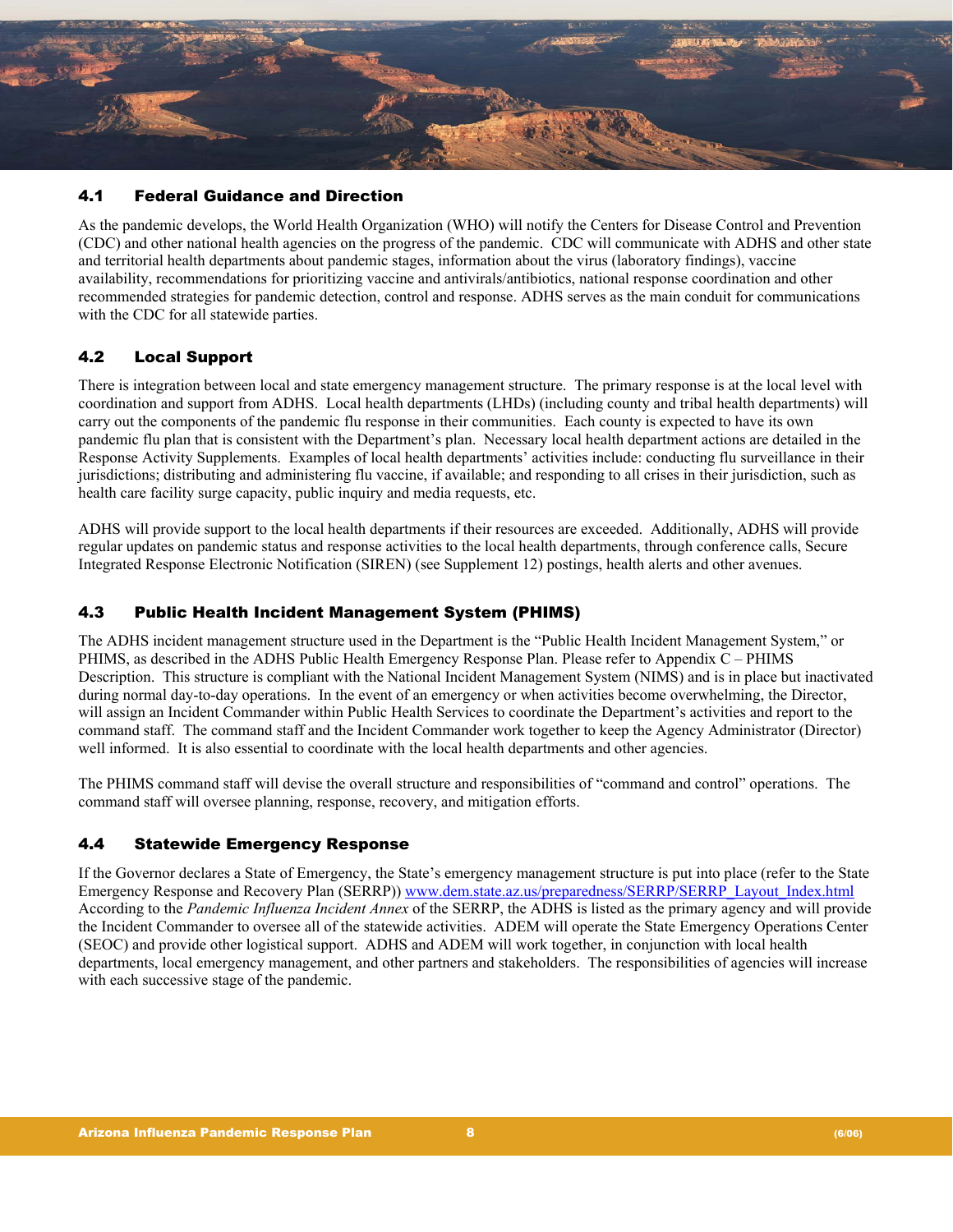### 4.1 Federal Guidance and Direction

As the pandemic develops, the World Health Organization (WHO) will notify the Centers for Disease Control and Prevention (CDC) and other national health agencies on the progress of the pandemic. CDC will communicate with ADHS and other state and territorial health departments about pandemic stages, information about the virus (laboratory findings), vaccine availability, recommendations for prioritizing vaccine and antivirals/antibiotics, national response coordination and other recommended strategies for pandemic detection, control and response. ADHS serves as the main conduit for communications with the CDC for all statewide parties.

### 4.2 Local Support

There is integration between local and state emergency management structure. The primary response is at the local level with coordination and support from ADHS. Local health departments (LHDs) (including county and tribal health departments) will carry out the components of the pandemic flu response in their communities. Each county is expected to have its own pandemic flu plan that is consistent with the Department's plan. Necessary local health department actions are detailed in the Response Activity Supplements. Examples of local health departments' activities include: conducting flu surveillance in their jurisdictions; distributing and administering flu vaccine, if available; and responding to all crises in their jurisdiction, such as health care facility surge capacity, public inquiry and media requests, etc.

ADHS will provide support to the local health departments if their resources are exceeded. Additionally, ADHS will provide regular updates on pandemic status and response activities to the local health departments, through conference calls, Secure Integrated Response Electronic Notification (SIREN) (see Supplement 12) postings, health alerts and other avenues.

### 4.3 Public Health Incident Management System (PHIMS)

The ADHS incident management structure used in the Department is the "Public Health Incident Management System," or PHIMS, as described in the ADHS Public Health Emergency Response Plan. Please refer to Appendix C – PHIMS Description. This structure is compliant with the National Incident Management System (NIMS) and is in place but inactivated during normal day-to-day operations. In the event of an emergency or when activities become overwhelming, the Director, will assign an Incident Commander within Public Health Services to coordinate the Department's activities and report to the command staff. The command staff and the Incident Commander work together to keep the Agency Administrator (Director) well informed. It is also essential to coordinate with the local health departments and other agencies.

The PHIMS command staff will devise the overall structure and responsibilities of "command and control" operations. The command staff will oversee planning, response, recovery, and mitigation efforts.

### 4.4 Statewide Emergency Response

If the Governor declares a State of Emergency, the State's emergency management structure is put into place (refer to the State Emergency Response and Recovery Plan (SERRP)) [www.dem.state.az.us/preparedness/SERRP/SERRP_Layout_Index.html](www.dem.state.az.us/preparedness/SERRP/SERRP_Layout_Index.html) According to the *Pandemic Influenza Incident Annex* of the SERRP, the ADHS is listed as the primary agency and will provide the Incident Commander to oversee all of the statewide activities. ADEM will operate the State Emergency Operations Center (SEOC) and provide other logistical support. ADHS and ADEM will work together, in conjunction with local health departments, local emergency management, and other partners and stakeholders. The responsibilities of agencies will increase with each successive stage of the pandemic.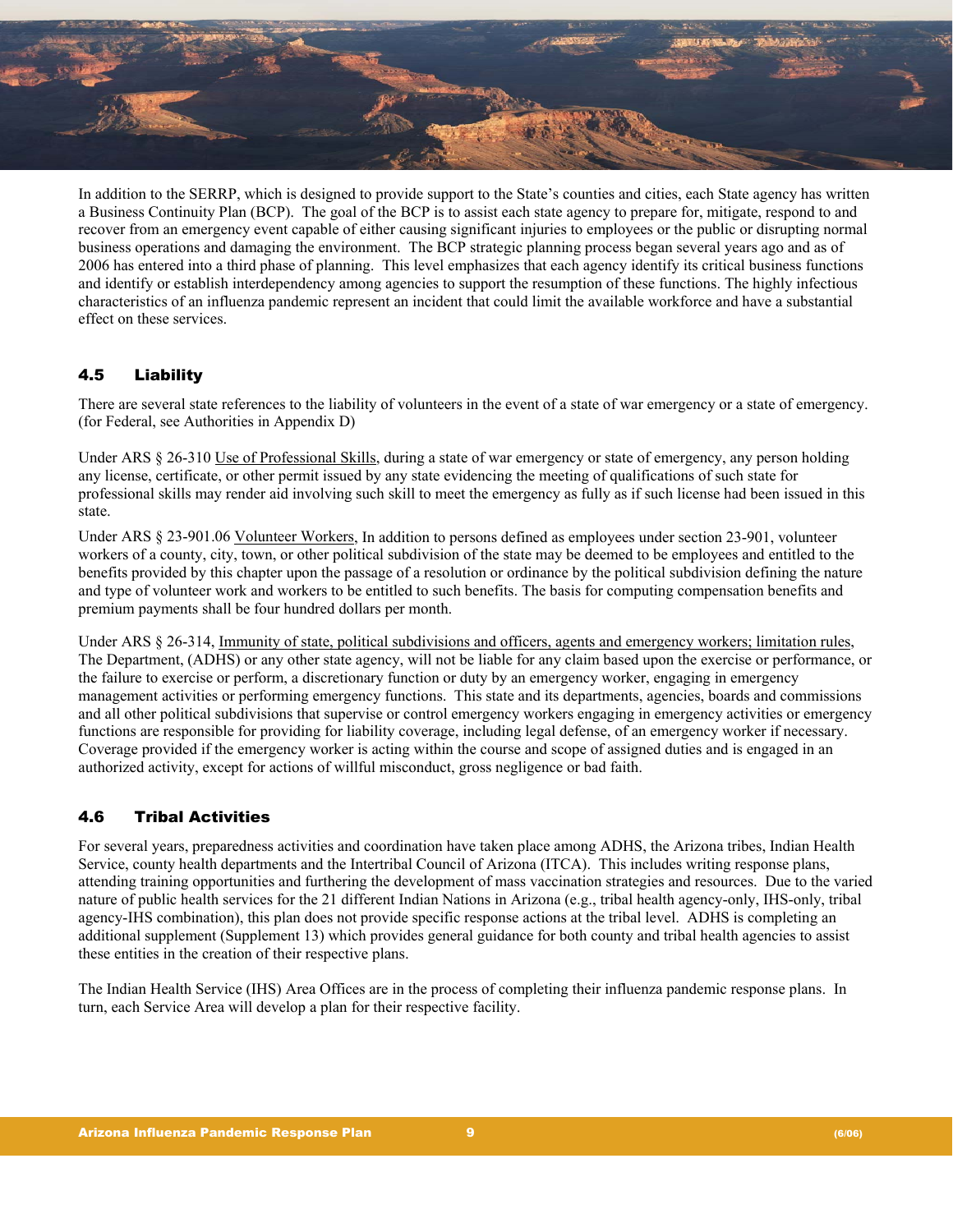In addition to the SERRP, which is designed to provide support to the State's counties and cities, each State agency has written a Business Continuity Plan (BCP). The goal of the BCP is to assist each state agency to prepare for, mitigate, respond to and recover from an emergency event capable of either causing significant injuries to employees or the public or disrupting normal business operations and damaging the environment. The BCP strategic planning process began several years ago and as of 2006 has entered into a third phase of planning. This level emphasizes that each agency identify its critical business functions and identify or establish interdependency among agencies to support the resumption of these functions. The highly infectious characteristics of an influenza pandemic represent an incident that could limit the available workforce and have a substantial effect on these services.

## 4.5 Liability

There are several state references to the liability of volunteers in the event of a state of war emergency or a state of emergency. (for Federal, see Authorities in Appendix D)

Under ARS § 26-310 Use of Professional Skills, during a state of war emergency or state of emergency, any person holding any license, certificate, or other permit issued by any state evidencing the meeting of qualifications of such state for professional skills may render aid involving such skill to meet the emergency as fully as if such license had been issued in this state.

Under ARS § 23-901.06 Volunteer Workers, In addition to persons defined as employees under section 23-901, volunteer workers of a county, city, town, or other political subdivision of the state may be deemed to be employees and entitled to the benefits provided by this chapter upon the passage of a resolution or ordinance by the political subdivision defining the nature and type of volunteer work and workers to be entitled to such benefits. The basis for computing compensation benefits and premium payments shall be four hundred dollars per month.

Under ARS § 26-314, Immunity of state, political subdivisions and officers, agents and emergency workers; limitation rules, The Department, (ADHS) or any other state agency, will not be liable for any claim based upon the exercise or performance, or the failure to exercise or perform, a discretionary function or duty by an emergency worker, engaging in emergency management activities or performing emergency functions. This state and its departments, agencies, boards and commissions and all other political subdivisions that supervise or control emergency workers engaging in emergency activities or emergency functions are responsible for providing for liability coverage, including legal defense, of an emergency worker if necessary. Coverage provided if the emergency worker is acting within the course and scope of assigned duties and is engaged in an authorized activity, except for actions of willful misconduct, gross negligence or bad faith.

## 4.6 Tribal Activities

For several years, preparedness activities and coordination have taken place among ADHS, the Arizona tribes, Indian Health Service, county health departments and the Intertribal Council of Arizona (ITCA). This includes writing response plans, attending training opportunities and furthering the development of mass vaccination strategies and resources. Due to the varied nature of public health services for the 21 different Indian Nations in Arizona (e.g., tribal health agency-only, IHS-only, tribal agency-IHS combination), this plan does not provide specific response actions at the tribal level. ADHS is completing an additional supplement (Supplement 13) which provides general guidance for both county and tribal health agencies to assist these entities in the creation of their respective plans.

The Indian Health Service (IHS) Area Offices are in the process of completing their influenza pandemic response plans. In turn, each Service Area will develop a plan for their respective facility.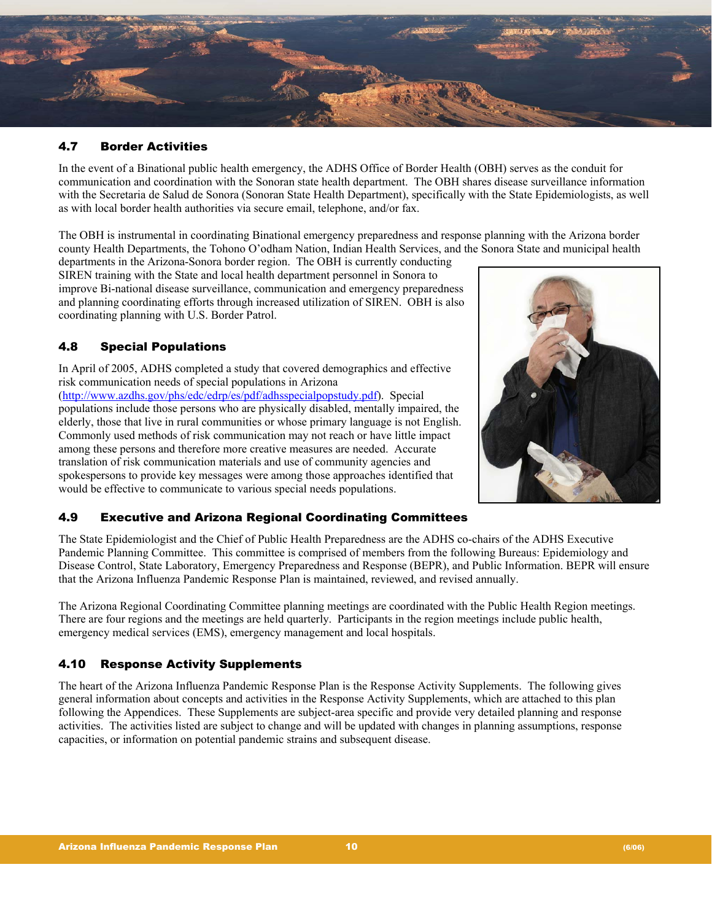### 4.7 Border Activities

In the event of a Binational public health emergency, the ADHS Office of Border Health (OBH) serves as the conduit for communication and coordination with the Sonoran state health department. The OBH shares disease surveillance information with the Secretaria de Salud de Sonora (Sonoran State Health Department), specifically with the State Epidemiologists, as well as with local border health authorities via secure email, telephone, and/or fax.

The OBH is instrumental in coordinating Binational emergency preparedness and response planning with the Arizona border county Health Departments, the Tohono O'odham Nation, Indian Health Services, and the Sonora State and municipal health departments in the Arizona-Sonora border region. The OBH is currently conducting SIREN training with the State and local health department personnel in Sonora to improve Bi-national disease surveillance, communication and emergency preparedness and planning coordinating efforts through increased utilization of SIREN. OBH is also coordinating planning with U.S. Border Patrol.

### 4.8 Special Populations

In April of 2005, ADHS completed a study that covered demographics and effective risk communication needs of special populations in Arizona (http://www.azdhs.gov/phs/edc/edrp/es/pdf/adhsspecialpopstudy.pdf). Special populations include those persons who are physically disabled, mentally impaired, the elderly, those that live in rural communities or whose primary language is not English. Commonly used methods of risk communication may not reach or have little impact among these persons and therefore more creative measures are needed. Accurate translation of risk communication materials and use of community agencies and spokespersons to provide key messages were among those approaches identified that would be effective to communicate to various special needs populations.

### 4.9 Executive and Arizona Regional Coordinating Committees

The State Epidemiologist and the Chief of Public Health Preparedness are the ADHS co-chairs of the ADHS Executive Pandemic Planning Committee. This committee is comprised of members from the following Bureaus: Epidemiology and Disease Control, State Laboratory, Emergency Preparedness and Response (BEPR), and Public Information. BEPR will ensure that the Arizona Influenza Pandemic Response Plan is maintained, reviewed, and revised annually.

The Arizona Regional Coordinating Committee planning meetings are coordinated with the Public Health Region meetings. There are four regions and the meetings are held quarterly. Participants in the region meetings include public health, emergency medical services (EMS), emergency management and local hospitals.

### 4.10 Response Activity Supplements

The heart of the Arizona Influenza Pandemic Response Plan is the Response Activity Supplements. The following gives general information about concepts and activities in the Response Activity Supplements, which are attached to this plan following the Appendices. These Supplements are subject-area specific and provide very detailed planning and response activities. The activities listed are subject to change and will be updated with changes in planning assumptions, response capacities, or information on potential pandemic strains and subsequent disease.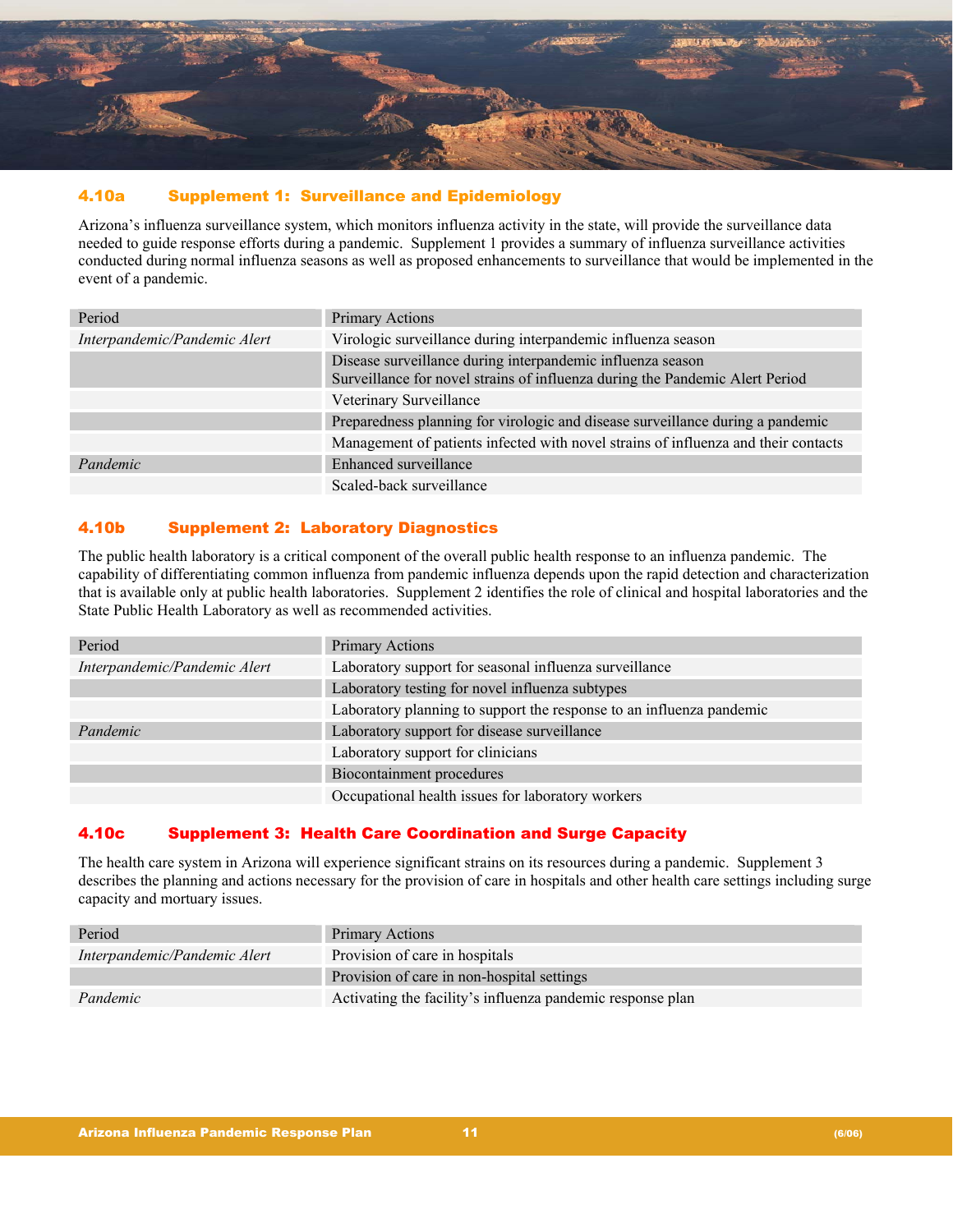## 4.10a Supplement 1: Surveillance and Epidemiology

Arizona's influenza surveillance system, which monitors influenza activity in the state, will provide the surveillance data needed to guide response efforts during a pandemic. Supplement 1 provides a summary of influenza surveillance activities conducted during normal influenza seasons as well as proposed enhancements to surveillance that would be implemented in the event of a pandemic.

| Period | Primary Actions |
|---|---|
| *Interpandemic/Pandemic Alert* | Virologic surveillance during interpandemic influenza season |
| | Disease surveillance during interpandemic influenza season<br>Surveillance for novel strains of influenza during the Pandemic Alert Period |
| | Veterinary Surveillance |
| | Preparedness planning for virologic and disease surveillance during a pandemic |
| | Management of patients infected with novel strains of influenza and their contacts |
| *Pandemic* | Enhanced surveillance |
| | Scaled-back surveillance |

## 4.10b Supplement 2: Laboratory Diagnostics

The public health laboratory is a critical component of the overall public health response to an influenza pandemic. The capability of differentiating common influenza from pandemic influenza depends upon the rapid detection and characterization that is available only at public health laboratories. Supplement 2 identifies the role of clinical and hospital laboratories and the State Public Health Laboratory as well as recommended activities.

| Period | Primary Actions |
|---|---|
| *Interpandemic/Pandemic Alert* | Laboratory support for seasonal influenza surveillance |
| | Laboratory testing for novel influenza subtypes |
| | Laboratory planning to support the response to an influenza pandemic |
| *Pandemic* | Laboratory support for disease surveillance |
| | Laboratory support for clinicians |
| | Biocontainment procedures |
| | Occupational health issues for laboratory workers |

## 4.10c Supplement 3: Health Care Coordination and Surge Capacity

The health care system in Arizona will experience significant strains on its resources during a pandemic. Supplement 3 describes the planning and actions necessary for the provision of care in hospitals and other health care settings including surge capacity and mortuary issues.

| Period | Primary Actions |
|---|---|
| *Interpandemic/Pandemic Alert* | Provision of care in hospitals |
| | Provision of care in non-hospital settings |
| *Pandemic* | Activating the facility's influenza pandemic response plan |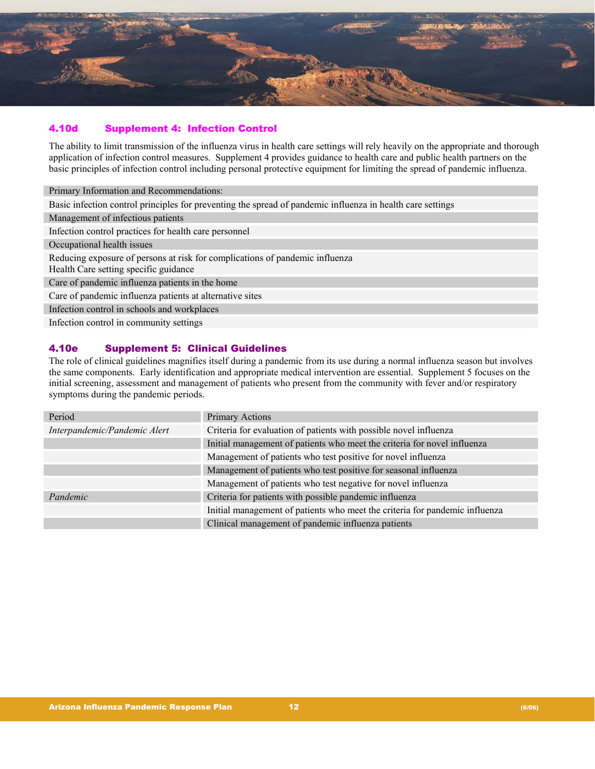### 4.10d Supplement 4: Infection Control

The ability to limit transmission of the influenza virus in health care settings will rely heavily on the appropriate and thorough application of infection control measures. Supplement 4 provides guidance to health care and public health partners on the basic principles of infection control including personal protective equipment for limiting the spread of pandemic influenza.

| Primary Information and Recommendations: |
|---|
| Basic infection control principles for preventing the spread of pandemic influenza in health care settings |
| Management of infectious patients |
| Infection control practices for health care personnel |
| Occupational health issues |
| Reducing exposure of persons at risk for complications of pandemic influenza<br>Health Care setting specific guidance |
| Care of pandemic influenza patients in the home |
| Care of pandemic influenza patients at alternative sites |
| Infection control in schools and workplaces |
| Infection control in community settings |

### 4.10e Supplement 5: Clinical Guidelines

The role of clinical guidelines magnifies itself during a pandemic from its use during a normal influenza season but involves the same components. Early identification and appropriate medical intervention are essential. Supplement 5 focuses on the initial screening, assessment and management of patients who present from the community with fever and/or respiratory symptoms during the pandemic periods.

| Period | Primary Actions |
|---|---|
| *Interpandemic/Pandemic Alert* | Criteria for evaluation of patients with possible novel influenza |
| | Initial management of patients who meet the criteria for novel influenza |
| | Management of patients who test positive for novel influenza |
| | Management of patients who test positive for seasonal influenza |
| | Management of patients who test negative for novel influenza |
| *Pandemic* | Criteria for patients with possible pandemic influenza |
| | Initial management of patients who meet the criteria for pandemic influenza |
| | Clinical management of pandemic influenza patients |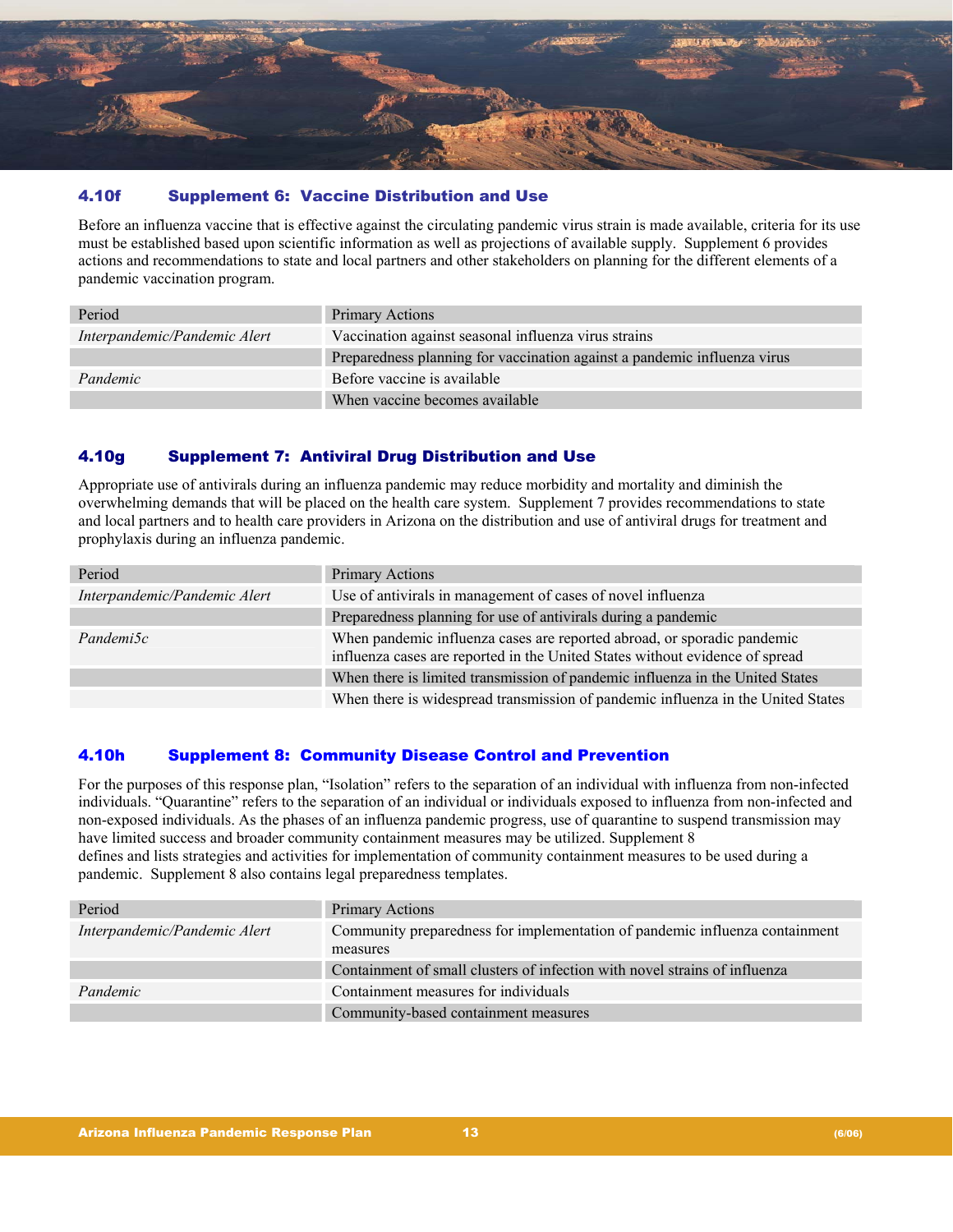### 4.10f Supplement 6: Vaccine Distribution and Use

Before an influenza vaccine that is effective against the circulating pandemic virus strain is made available, criteria for its use must be established based upon scientific information as well as projections of available supply. Supplement 6 provides actions and recommendations to state and local partners and other stakeholders on planning for the different elements of a pandemic vaccination program.

| Period | Primary Actions |
|---|---|
| *Interpandemic/Pandemic Alert* | Vaccination against seasonal influenza virus strains |
| | Preparedness planning for vaccination against a pandemic influenza virus |
| *Pandemic* | Before vaccine is available |
| | When vaccine becomes available |

### 4.10g Supplement 7: Antiviral Drug Distribution and Use

Appropriate use of antivirals during an influenza pandemic may reduce morbidity and mortality and diminish the overwhelming demands that will be placed on the health care system. Supplement 7 provides recommendations to state and local partners and to health care providers in Arizona on the distribution and use of antiviral drugs for treatment and prophylaxis during an influenza pandemic.

| Period | Primary Actions |
|---|---|
| *Interpandemic/Pandemic Alert* | Use of antivirals in management of cases of novel influenza |
| | Preparedness planning for use of antivirals during a pandemic |
| *Pandemi5c* | When pandemic influenza cases are reported abroad, or sporadic pandemic influenza cases are reported in the United States without evidence of spread |
| | When there is limited transmission of pandemic influenza in the United States |
| | When there is widespread transmission of pandemic influenza in the United States |

### 4.10h Supplement 8: Community Disease Control and Prevention

For the purposes of this response plan, "Isolation" refers to the separation of an individual with influenza from non-infected individuals. "Quarantine" refers to the separation of an individual or individuals exposed to influenza from non-infected and non-exposed individuals. As the phases of an influenza pandemic progress, use of quarantine to suspend transmission may have limited success and broader community containment measures may be utilized. Supplement 8 defines and lists strategies and activities for implementation of community containment measures to be used during a pandemic. Supplement 8 also contains legal preparedness templates.

| Period | Primary Actions |
|---|---|
| *Interpandemic/Pandemic Alert* | Community preparedness for implementation of pandemic influenza containment measures |
| | Containment of small clusters of infection with novel strains of influenza |
| *Pandemic* | Containment measures for individuals |
| | Community-based containment measures |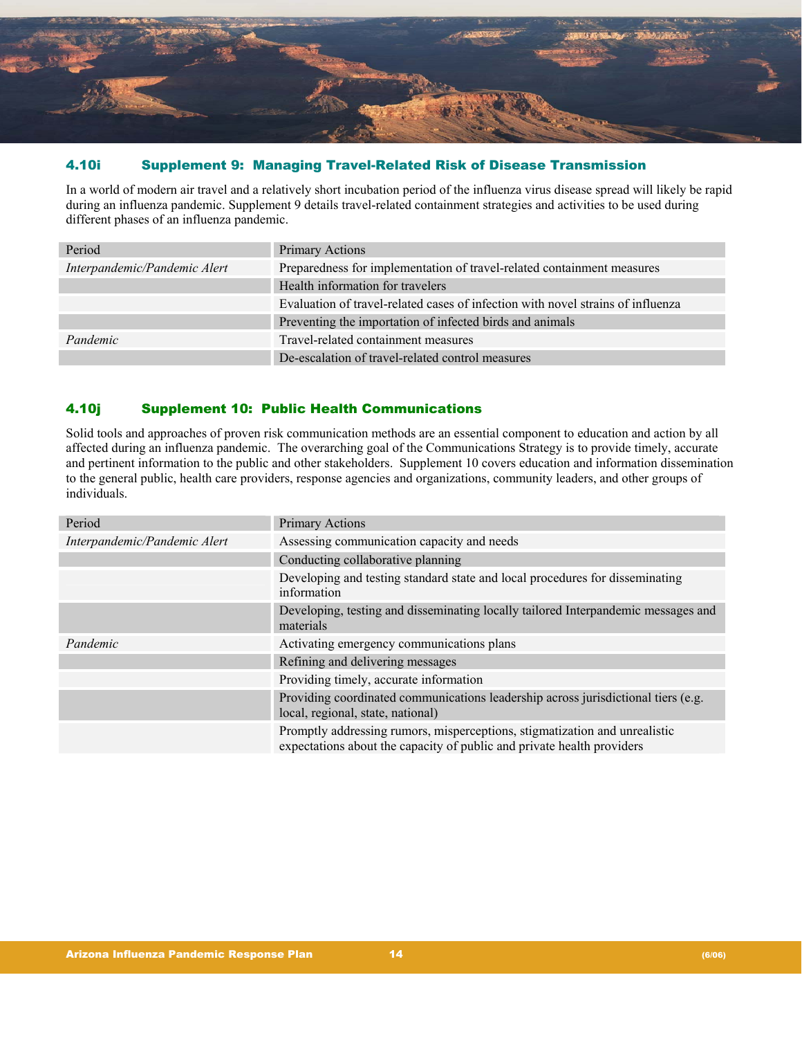### 4.10i Supplement 9: Managing Travel-Related Risk of Disease Transmission

In a world of modern air travel and a relatively short incubation period of the influenza virus disease spread will likely be rapid during an influenza pandemic. Supplement 9 details travel-related containment strategies and activities to be used during different phases of an influenza pandemic.

| Period | Primary Actions |
|---|---|
| *Interpandemic/Pandemic Alert* | Preparedness for implementation of travel-related containment measures |
| | Health information for travelers |
| | Evaluation of travel-related cases of infection with novel strains of influenza |
| | Preventing the importation of infected birds and animals |
| *Pandemic* | Travel-related containment measures |
| | De-escalation of travel-related control measures |

### 4.10j Supplement 10: Public Health Communications

Solid tools and approaches of proven risk communication methods are an essential component to education and action by all affected during an influenza pandemic. The overarching goal of the Communications Strategy is to provide timely, accurate and pertinent information to the public and other stakeholders. Supplement 10 covers education and information dissemination to the general public, health care providers, response agencies and organizations, community leaders, and other groups of individuals.

| Period | Primary Actions |
|---|---|
| *Interpandemic/Pandemic Alert* | Assessing communication capacity and needs |
| | Conducting collaborative planning |
| | Developing and testing standard state and local procedures for disseminating information |
| | Developing, testing and disseminating locally tailored Interpandemic messages and materials |
| *Pandemic* | Activating emergency communications plans |
| | Refining and delivering messages |
| | Providing timely, accurate information |
| | Providing coordinated communications leadership across jurisdictional tiers (e.g. local, regional, state, national) |
| | Promptly addressing rumors, misperceptions, stigmatization and unrealistic expectations about the capacity of public and private health providers |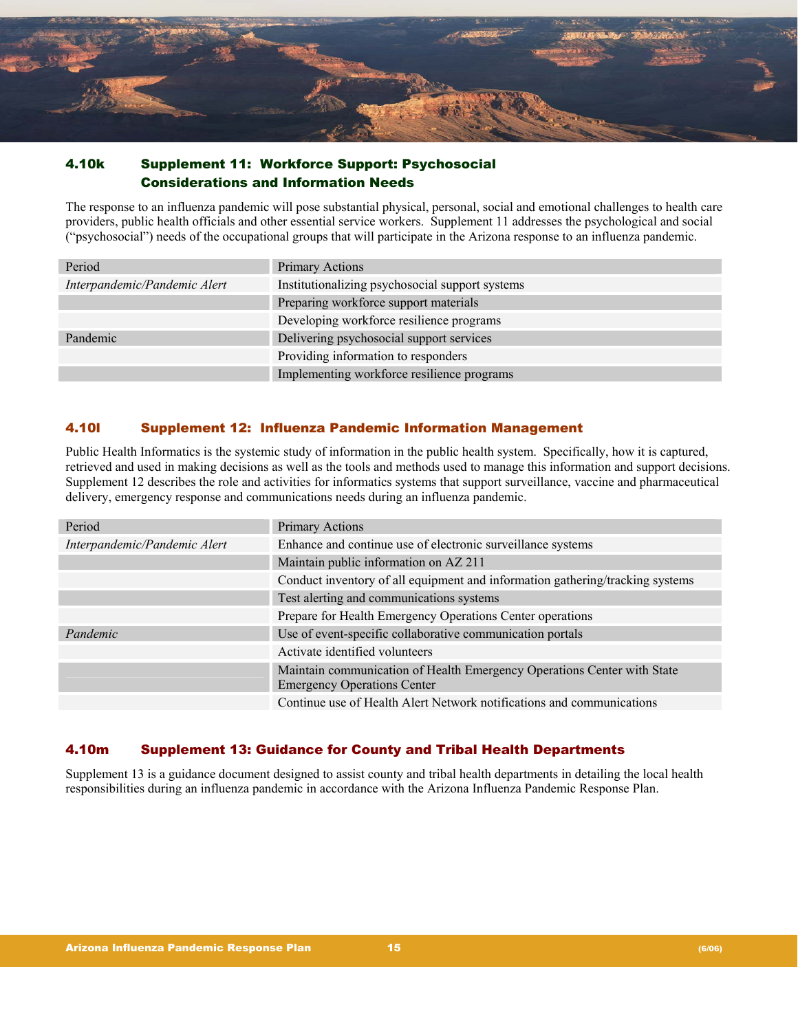### 4.10k Supplement 11: Workforce Support: Psychosocial Considerations and Information Needs

The response to an influenza pandemic will pose substantial physical, personal, social and emotional challenges to health care providers, public health officials and other essential service workers. Supplement 11 addresses the psychological and social ("psychosocial") needs of the occupational groups that will participate in the Arizona response to an influenza pandemic.

| Period | Primary Actions |
|---|---|
| *Interpandemic/Pandemic Alert* | Institutionalizing psychosocial support systems |
| | Preparing workforce support materials |
| | Developing workforce resilience programs |
| Pandemic | Delivering psychosocial support services |
| | Providing information to responders |
| | Implementing workforce resilience programs |

### 4.10l Supplement 12: Influenza Pandemic Information Management

Public Health Informatics is the systemic study of information in the public health system. Specifically, how it is captured, retrieved and used in making decisions as well as the tools and methods used to manage this information and support decisions. Supplement 12 describes the role and activities for informatics systems that support surveillance, vaccine and pharmaceutical delivery, emergency response and communications needs during an influenza pandemic.

| Period | Primary Actions |
|---|---|
| *Interpandemic/Pandemic Alert* | Enhance and continue use of electronic surveillance systems |
| | Maintain public information on AZ 211 |
| | Conduct inventory of all equipment and information gathering/tracking systems |
| | Test alerting and communications systems |
| | Prepare for Health Emergency Operations Center operations |
| *Pandemic* | Use of event-specific collaborative communication portals |
| | Activate identified volunteers |
| | Maintain communication of Health Emergency Operations Center with State Emergency Operations Center |
| | Continue use of Health Alert Network notifications and communications |

### 4.10m Supplement 13: Guidance for County and Tribal Health Departments

Supplement 13 is a guidance document designed to assist county and tribal health departments in detailing the local health responsibilities during an influenza pandemic in accordance with the Arizona Influenza Pandemic Response Plan.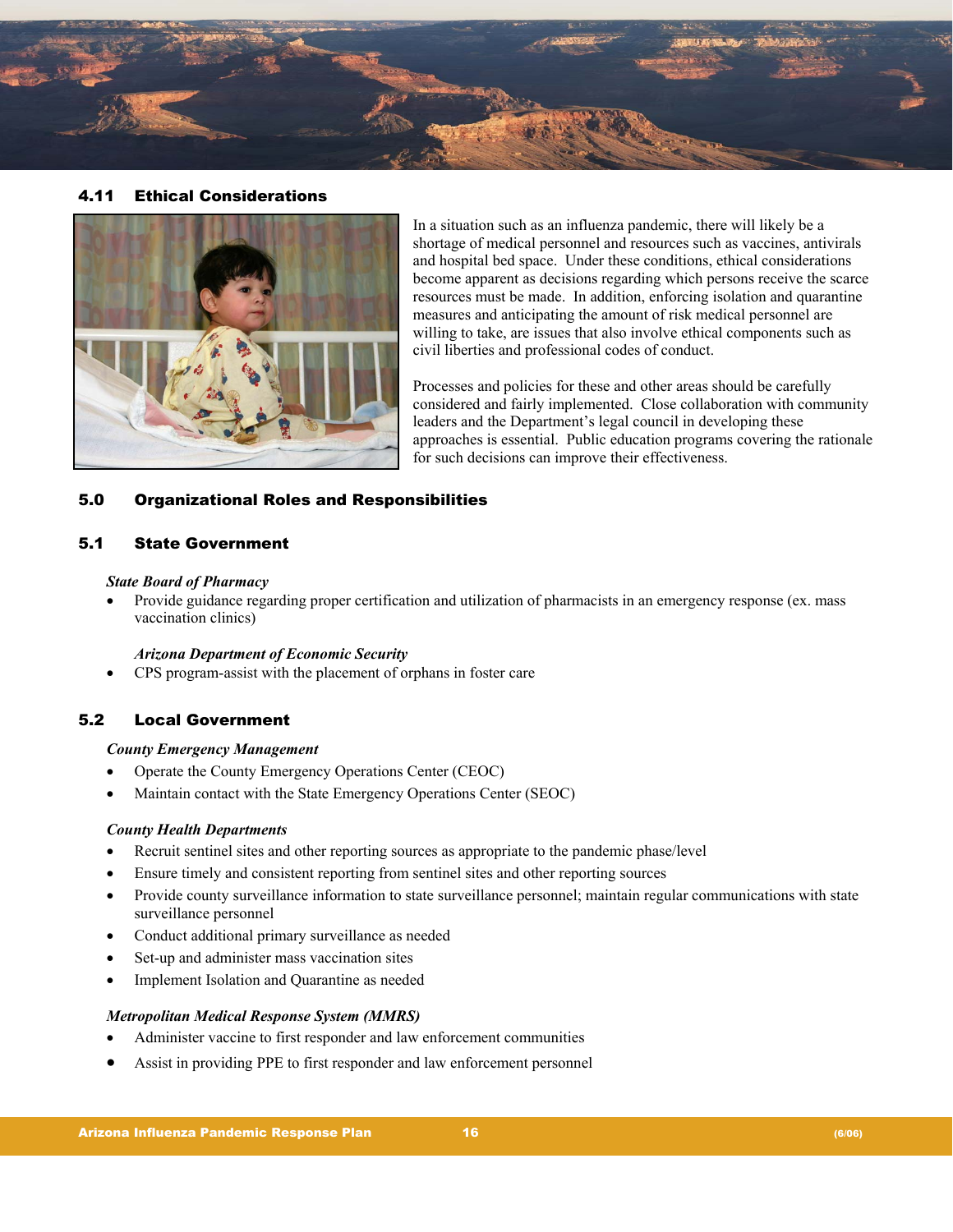## 4.11 Ethical Considerations

In a situation such as an influenza pandemic, there will likely be a shortage of medical personnel and resources such as vaccines, antivirals and hospital bed space. Under these conditions, ethical considerations become apparent as decisions regarding which persons receive the scarce resources must be made. In addition, enforcing isolation and quarantine measures and anticipating the amount of risk medical personnel are willing to take, are issues that also involve ethical components such as civil liberties and professional codes of conduct.

Processes and policies for these and other areas should be carefully considered and fairly implemented. Close collaboration with community leaders and the Department's legal council in developing these approaches is essential. Public education programs covering the rationale for such decisions can improve their effectiveness.

# 5.0 Organizational Roles and Responsibilities

## 5.1 State Government

***State Board of Pharmacy***

- Provide guidance regarding proper certification and utilization of pharmacists in an emergency response (ex. mass vaccination clinics)

***Arizona Department of Economic Security***

- CPS program-assist with the placement of orphans in foster care

## 5.2 Local Government

***County Emergency Management***

- Operate the County Emergency Operations Center (CEOC)
- Maintain contact with the State Emergency Operations Center (SEOC)

***County Health Departments***

- Recruit sentinel sites and other reporting sources as appropriate to the pandemic phase/level
- Ensure timely and consistent reporting from sentinel sites and other reporting sources
- Provide county surveillance information to state surveillance personnel; maintain regular communications with state surveillance personnel
- Conduct additional primary surveillance as needed
- Set-up and administer mass vaccination sites
- Implement Isolation and Quarantine as needed

***Metropolitan Medical Response System (MMRS)***

- Administer vaccine to first responder and law enforcement communities
- Assist in providing PPE to first responder and law enforcement personnel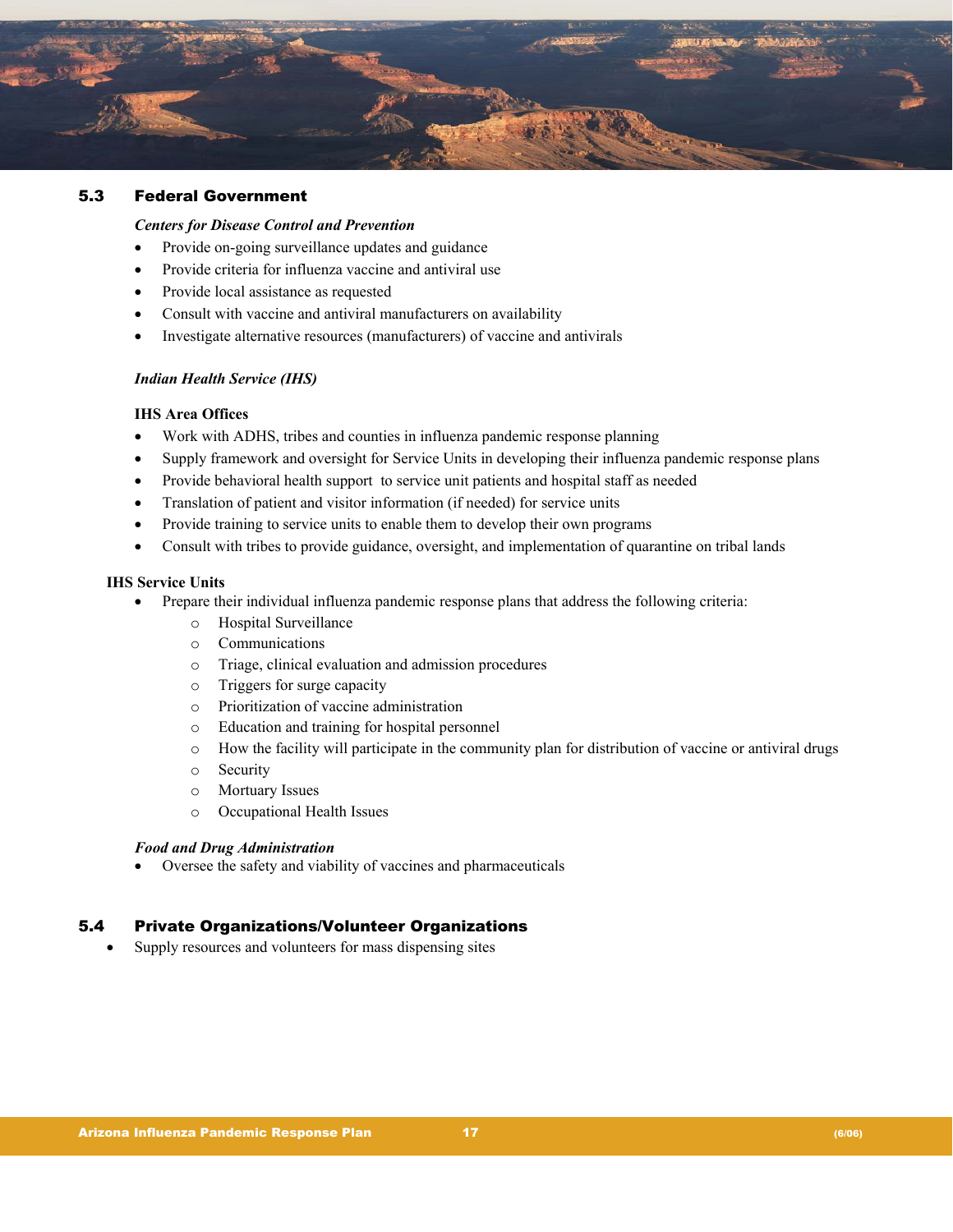## 5.3 Federal Government

***Centers for Disease Control and Prevention***

- Provide on-going surveillance updates and guidance
- Provide criteria for influenza vaccine and antiviral use
- Provide local assistance as requested
- Consult with vaccine and antiviral manufacturers on availability
- Investigate alternative resources (manufacturers) of vaccine and antivirals

***Indian Health Service (IHS)***

**IHS Area Offices**

- Work with ADHS, tribes and counties in influenza pandemic response planning
- Supply framework and oversight for Service Units in developing their influenza pandemic response plans
- Provide behavioral health support to service unit patients and hospital staff as needed
- Translation of patient and visitor information (if needed) for service units
- Provide training to service units to enable them to develop their own programs
- Consult with tribes to provide guidance, oversight, and implementation of quarantine on tribal lands

**IHS Service Units**

- Prepare their individual influenza pandemic response plans that address the following criteria:
  - Hospital Surveillance
  - Communications
  - Triage, clinical evaluation and admission procedures
  - Triggers for surge capacity
  - Prioritization of vaccine administration
  - Education and training for hospital personnel
  - How the facility will participate in the community plan for distribution of vaccine or antiviral drugs
  - Security
  - Mortuary Issues
  - Occupational Health Issues

***Food and Drug Administration***

- Oversee the safety and viability of vaccines and pharmaceuticals

## 5.4 Private Organizations/Volunteer Organizations

- Supply resources and volunteers for mass dispensing sites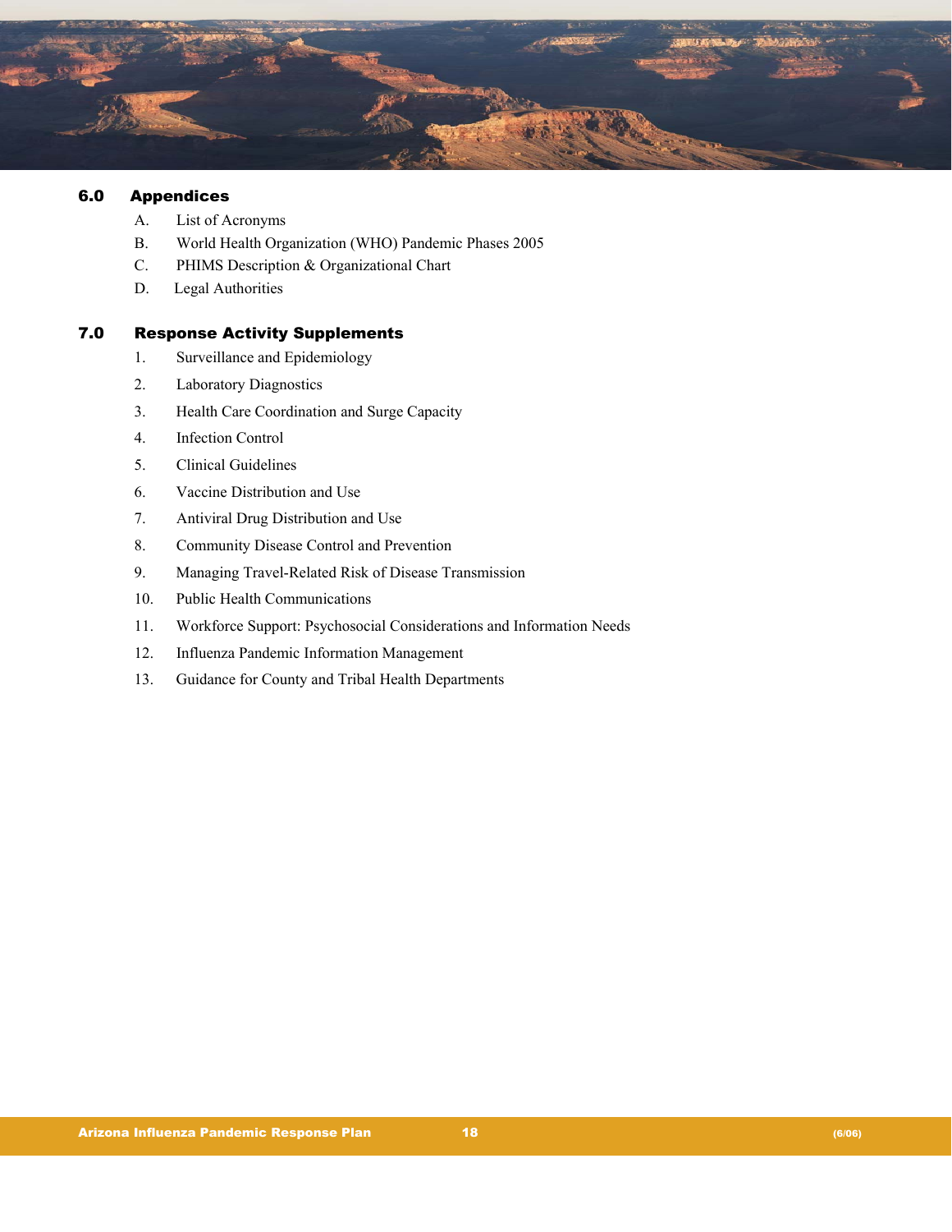## 6.0 Appendices

A. List of Acronyms

B. World Health Organization (WHO) Pandemic Phases 2005

C. PHIMS Description & Organizational Chart

D. Legal Authorities

## 7.0 Response Activity Supplements

1. Surveillance and Epidemiology
2. Laboratory Diagnostics
3. Health Care Coordination and Surge Capacity
4. Infection Control
5. Clinical Guidelines
6. Vaccine Distribution and Use
7. Antiviral Drug Distribution and Use
8. Community Disease Control and Prevention
9. Managing Travel-Related Risk of Disease Transmission
10. Public Health Communications
11. Workforce Support: Psychosocial Considerations and Information Needs
12. Influenza Pandemic Information Management
13. Guidance for County and Tribal Health Departments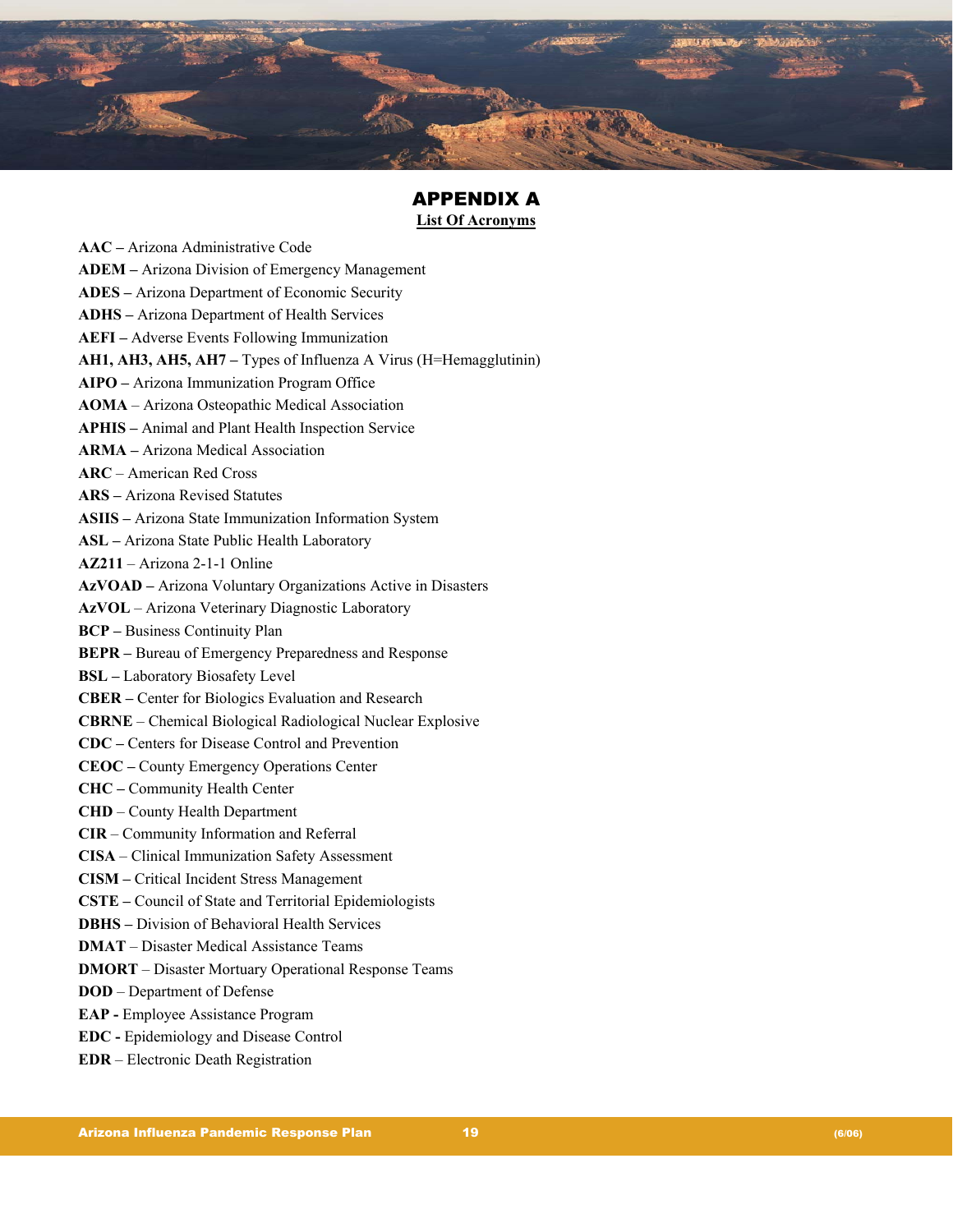# APPENDIX A

## List Of Acronyms

**AAC –** Arizona Administrative Code
**ADEM –** Arizona Division of Emergency Management
**ADES –** Arizona Department of Economic Security
**ADHS –** Arizona Department of Health Services
**AEFI –** Adverse Events Following Immunization
**AH1, AH3, AH5, AH7 –** Types of Influenza A Virus (H=Hemagglutinin)
**AIPO –** Arizona Immunization Program Office
**AOMA** – Arizona Osteopathic Medical Association
**APHIS –** Animal and Plant Health Inspection Service
**ARMA –** Arizona Medical Association
**ARC** – American Red Cross
**ARS –** Arizona Revised Statutes
**ASIIS –** Arizona State Immunization Information System
**ASL –** Arizona State Public Health Laboratory
**AZ211** – Arizona 2-1-1 Online
**AzVOAD –** Arizona Voluntary Organizations Active in Disasters
**AzVOL** – Arizona Veterinary Diagnostic Laboratory
**BCP –** Business Continuity Plan
**BEPR –** Bureau of Emergency Preparedness and Response
**BSL –** Laboratory Biosafety Level
**CBER –** Center for Biologics Evaluation and Research
**CBRNE** – Chemical Biological Radiological Nuclear Explosive
**CDC –** Centers for Disease Control and Prevention
**CEOC –** County Emergency Operations Center
**CHC –** Community Health Center
**CHD** – County Health Department
**CIR** – Community Information and Referral
**CISA** – Clinical Immunization Safety Assessment
**CISM –** Critical Incident Stress Management
**CSTE –** Council of State and Territorial Epidemiologists
**DBHS –** Division of Behavioral Health Services
**DMAT** – Disaster Medical Assistance Teams
**DMORT** – Disaster Mortuary Operational Response Teams
**DOD** – Department of Defense
**EAP -** Employee Assistance Program
**EDC -** Epidemiology and Disease Control
**EDR** – Electronic Death Registration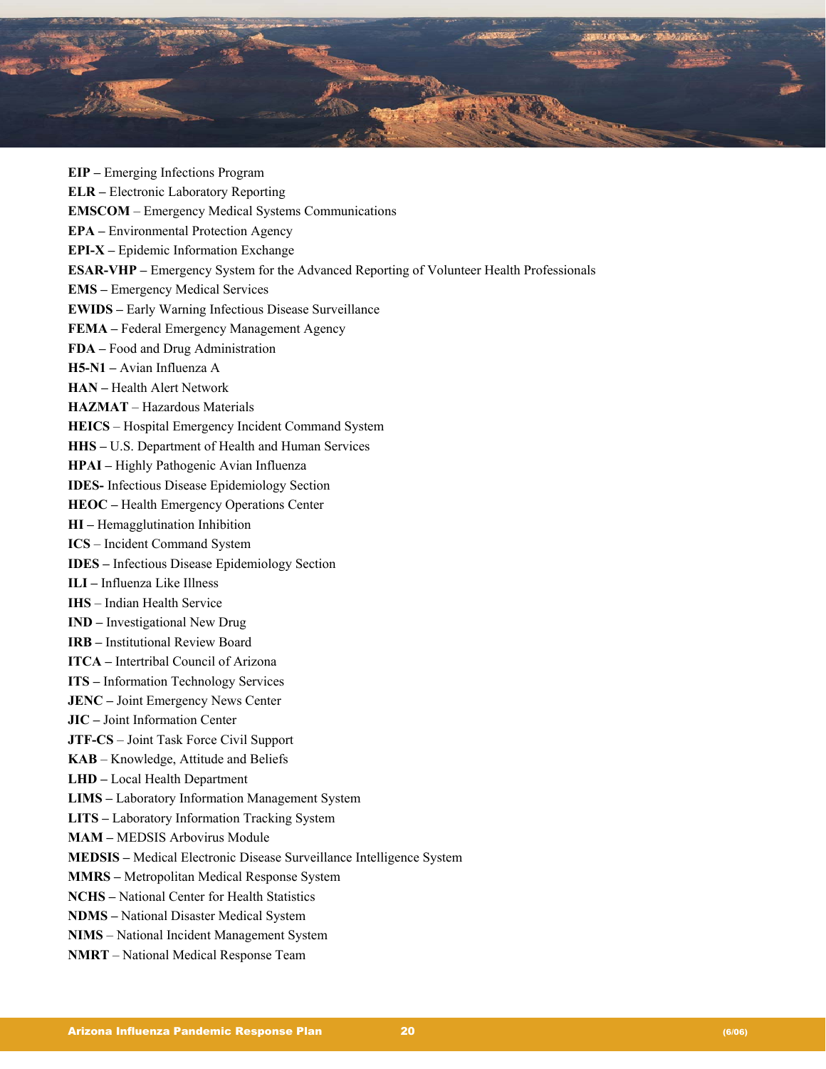**EIP –** Emerging Infections Program

**ELR –** Electronic Laboratory Reporting

**EMSCOM** – Emergency Medical Systems Communications

**EPA –** Environmental Protection Agency

**EPI-X –** Epidemic Information Exchange

**ESAR-VHP –** Emergency System for the Advanced Reporting of Volunteer Health Professionals

**EMS –** Emergency Medical Services

**EWIDS –** Early Warning Infectious Disease Surveillance

**FEMA –** Federal Emergency Management Agency

**FDA –** Food and Drug Administration

**H5-N1 –** Avian Influenza A

**HAN –** Health Alert Network

**HAZMAT** – Hazardous Materials

**HEICS** – Hospital Emergency Incident Command System

**HHS –** U.S. Department of Health and Human Services

**HPAI –** Highly Pathogenic Avian Influenza

**IDES-** Infectious Disease Epidemiology Section

**HEOC –** Health Emergency Operations Center

**HI –** Hemagglutination Inhibition

**ICS** – Incident Command System

**IDES –** Infectious Disease Epidemiology Section

**ILI –** Influenza Like Illness

**IHS** – Indian Health Service

**IND –** Investigational New Drug

**IRB –** Institutional Review Board

**ITCA –** Intertribal Council of Arizona

**ITS –** Information Technology Services

**JENC –** Joint Emergency News Center

**JIC –** Joint Information Center

**JTF-CS** – Joint Task Force Civil Support

**KAB** – Knowledge, Attitude and Beliefs

**LHD –** Local Health Department

**LIMS –** Laboratory Information Management System

**LITS –** Laboratory Information Tracking System

**MAM –** MEDSIS Arbovirus Module

**MEDSIS –** Medical Electronic Disease Surveillance Intelligence System

**MMRS –** Metropolitan Medical Response System

**NCHS –** National Center for Health Statistics

**NDMS –** National Disaster Medical System

**NIMS** – National Incident Management System

**NMRT** – National Medical Response Team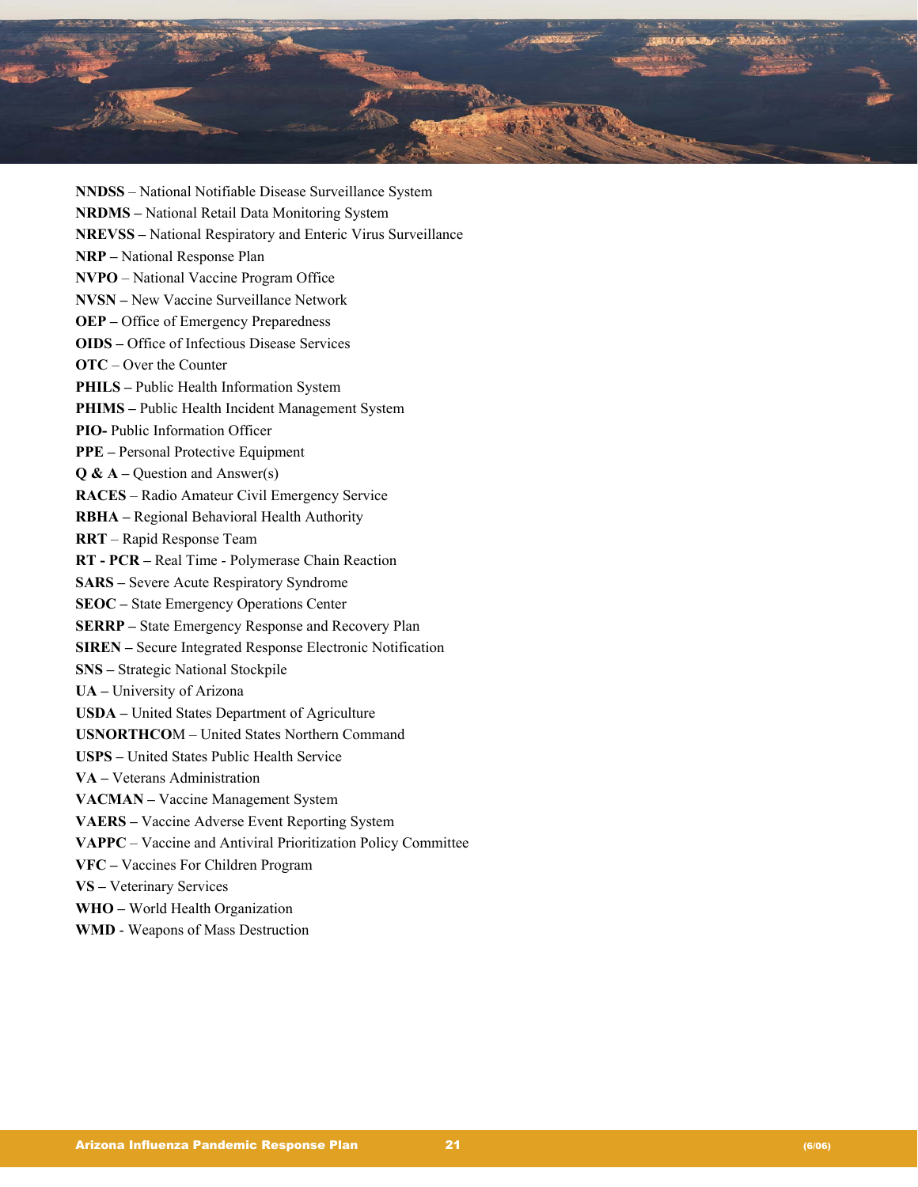**NNDSS** – National Notifiable Disease Surveillance System
**NRDMS –** National Retail Data Monitoring System
**NREVSS –** National Respiratory and Enteric Virus Surveillance
**NRP –** National Response Plan
**NVPO** – National Vaccine Program Office
**NVSN –** New Vaccine Surveillance Network
**OEP –** Office of Emergency Preparedness
**OIDS –** Office of Infectious Disease Services
**OTC** – Over the Counter
**PHILS –** Public Health Information System
**PHIMS –** Public Health Incident Management System
**PIO-** Public Information Officer
**PPE –** Personal Protective Equipment
**Q & A –** Question and Answer(s)
**RACES** – Radio Amateur Civil Emergency Service
**RBHA –** Regional Behavioral Health Authority
**RRT** – Rapid Response Team
**RT - PCR –** Real Time - Polymerase Chain Reaction
**SARS –** Severe Acute Respiratory Syndrome
**SEOC –** State Emergency Operations Center
**SERRP –** State Emergency Response and Recovery Plan
**SIREN –** Secure Integrated Response Electronic Notification
**SNS –** Strategic National Stockpile
**UA –** University of Arizona
**USDA –** United States Department of Agriculture
**USNORTHCO**M – United States Northern Command
**USPS –** United States Public Health Service
**VA –** Veterans Administration
**VACMAN –** Vaccine Management System
**VAERS –** Vaccine Adverse Event Reporting System
**VAPPC** – Vaccine and Antiviral Prioritization Policy Committee
**VFC –** Vaccines For Children Program
**VS –** Veterinary Services
**WHO –** World Health Organization
**WMD** - Weapons of Mass Destruction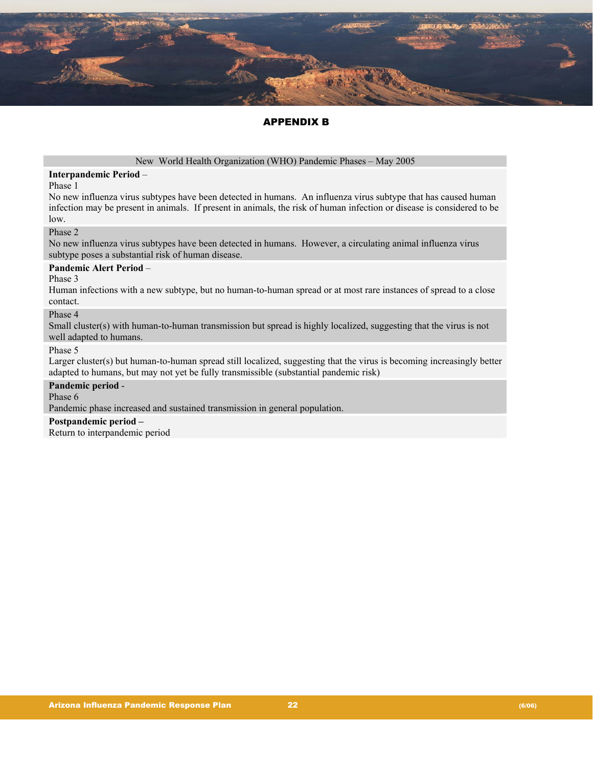## APPENDIX B

| New World Health Organization (WHO) Pandemic Phases – May 2005 |
|---|
| **Interpandemic Period** –<br>Phase 1<br>No new influenza virus subtypes have been detected in humans. An influenza virus subtype that has caused human infection may be present in animals. If present in animals, the risk of human infection or disease is considered to be low. |
| Phase 2<br>No new influenza virus subtypes have been detected in humans. However, a circulating animal influenza virus subtype poses a substantial risk of human disease. |
| **Pandemic Alert Period** –<br>Phase 3<br>Human infections with a new subtype, but no human-to-human spread or at most rare instances of spread to a close contact. |
| Phase 4<br>Small cluster(s) with human-to-human transmission but spread is highly localized, suggesting that the virus is not well adapted to humans. |
| Phase 5<br>Larger cluster(s) but human-to-human spread still localized, suggesting that the virus is becoming increasingly better adapted to humans, but may not yet be fully transmissible (substantial pandemic risk) |
| **Pandemic period** -<br>Phase 6<br>Pandemic phase increased and sustained transmission in general population. |
| **Postpandemic period –**<br>Return to interpandemic period |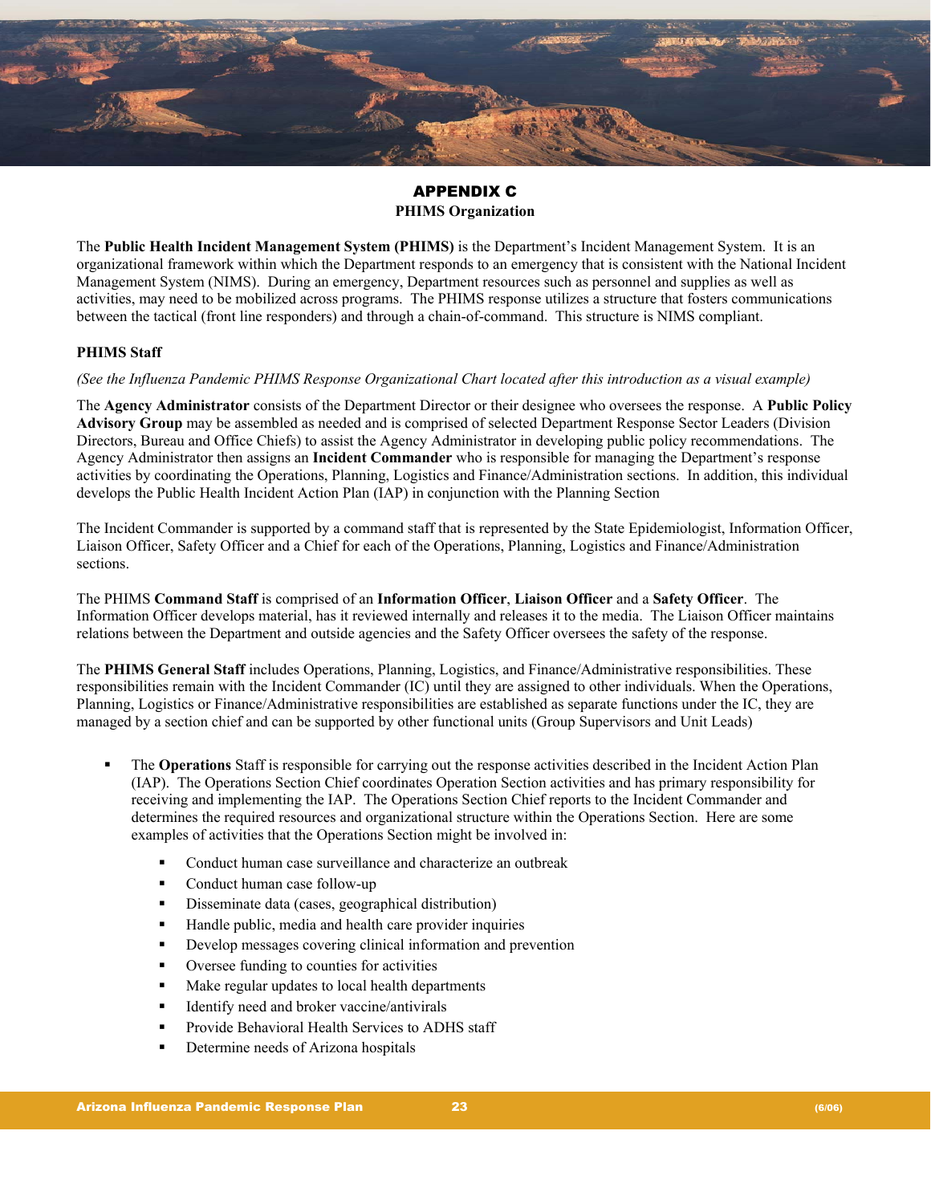## APPENDIX C

### PHIMS Organization

The **Public Health Incident Management System (PHIMS)** is the Department's Incident Management System. It is an organizational framework within which the Department responds to an emergency that is consistent with the National Incident Management System (NIMS). During an emergency, Department resources such as personnel and supplies as well as activities, may need to be mobilized across programs. The PHIMS response utilizes a structure that fosters communications between the tactical (front line responders) and through a chain-of-command. This structure is NIMS compliant.

**PHIMS Staff**

*(See the Influenza Pandemic PHIMS Response Organizational Chart located after this introduction as a visual example)*

The **Agency Administrator** consists of the Department Director or their designee who oversees the response. A **Public Policy Advisory Group** may be assembled as needed and is comprised of selected Department Response Sector Leaders (Division Directors, Bureau and Office Chiefs) to assist the Agency Administrator in developing public policy recommendations. The Agency Administrator then assigns an **Incident Commander** who is responsible for managing the Department's response activities by coordinating the Operations, Planning, Logistics and Finance/Administration sections. In addition, this individual develops the Public Health Incident Action Plan (IAP) in conjunction with the Planning Section

The Incident Commander is supported by a command staff that is represented by the State Epidemiologist, Information Officer, Liaison Officer, Safety Officer and a Chief for each of the Operations, Planning, Logistics and Finance/Administration sections.

The PHIMS **Command Staff** is comprised of an **Information Officer**, **Liaison Officer** and a **Safety Officer**. The Information Officer develops material, has it reviewed internally and releases it to the media. The Liaison Officer maintains relations between the Department and outside agencies and the Safety Officer oversees the safety of the response.

The **PHIMS General Staff** includes Operations, Planning, Logistics, and Finance/Administrative responsibilities. These responsibilities remain with the Incident Commander (IC) until they are assigned to other individuals. When the Operations, Planning, Logistics or Finance/Administrative responsibilities are established as separate functions under the IC, they are managed by a section chief and can be supported by other functional units (Group Supervisors and Unit Leads)

- The **Operations** Staff is responsible for carrying out the response activities described in the Incident Action Plan (IAP). The Operations Section Chief coordinates Operation Section activities and has primary responsibility for receiving and implementing the IAP. The Operations Section Chief reports to the Incident Commander and determines the required resources and organizational structure within the Operations Section. Here are some examples of activities that the Operations Section might be involved in:
  - Conduct human case surveillance and characterize an outbreak
  - Conduct human case follow-up
  - Disseminate data (cases, geographical distribution)
  - Handle public, media and health care provider inquiries
  - Develop messages covering clinical information and prevention
  - Oversee funding to counties for activities
  - Make regular updates to local health departments
  - Identify need and broker vaccine/antivirals
  - Provide Behavioral Health Services to ADHS staff
  - Determine needs of Arizona hospitals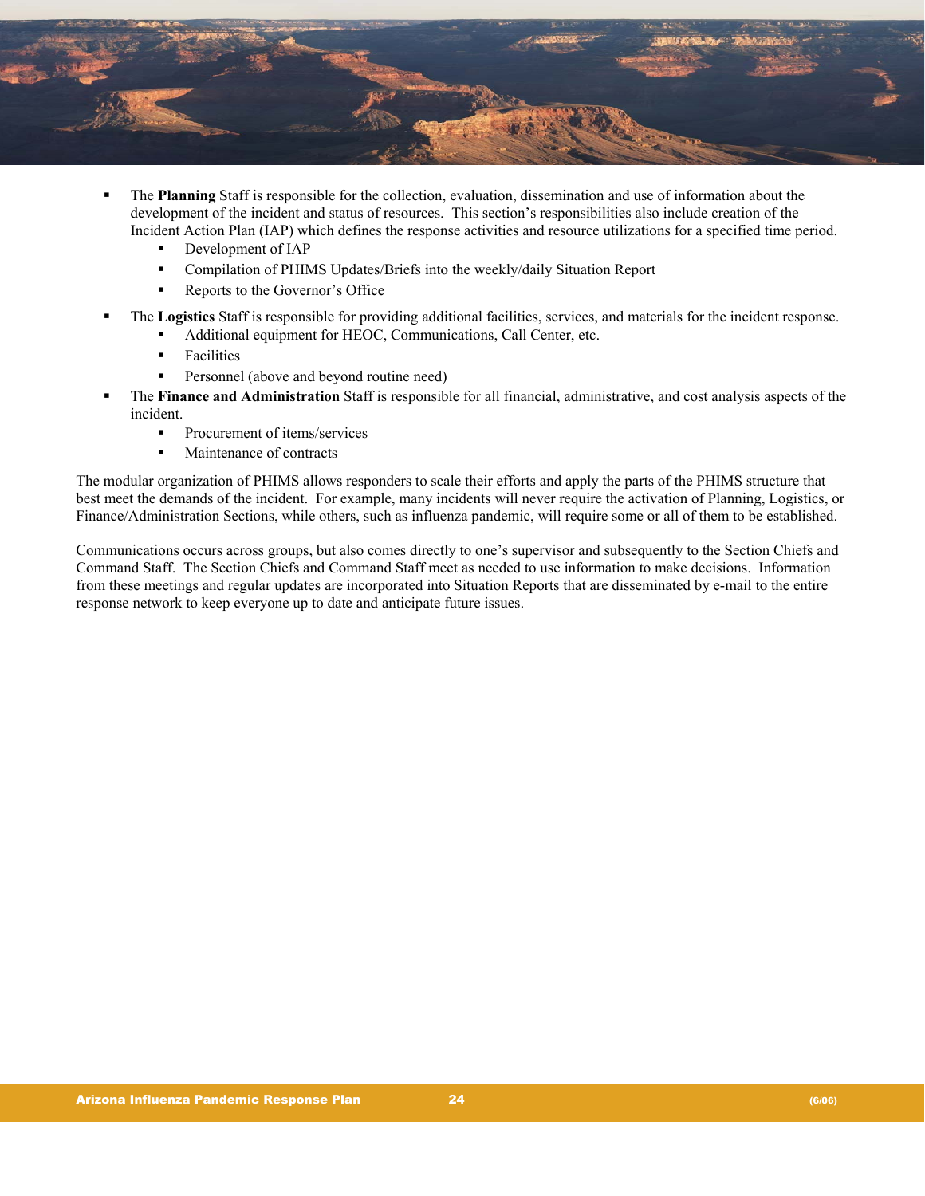- The **Planning** Staff is responsible for the collection, evaluation, dissemination and use of information about the development of the incident and status of resources. This section's responsibilities also include creation of the Incident Action Plan (IAP) which defines the response activities and resource utilizations for a specified time period.
  - Development of IAP
  - Compilation of PHIMS Updates/Briefs into the weekly/daily Situation Report
  - Reports to the Governor's Office
- The **Logistics** Staff is responsible for providing additional facilities, services, and materials for the incident response.
  - Additional equipment for HEOC, Communications, Call Center, etc.
  - Facilities
  - Personnel (above and beyond routine need)
- The **Finance and Administration** Staff is responsible for all financial, administrative, and cost analysis aspects of the incident.
  - Procurement of items/services
  - Maintenance of contracts

The modular organization of PHIMS allows responders to scale their efforts and apply the parts of the PHIMS structure that best meet the demands of the incident. For example, many incidents will never require the activation of Planning, Logistics, or Finance/Administration Sections, while others, such as influenza pandemic, will require some or all of them to be established.

Communications occurs across groups, but also comes directly to one's supervisor and subsequently to the Section Chiefs and Command Staff. The Section Chiefs and Command Staff meet as needed to use information to make decisions. Information from these meetings and regular updates are incorporated into Situation Reports that are disseminated by e-mail to the entire response network to keep everyone up to date and anticipate future issues.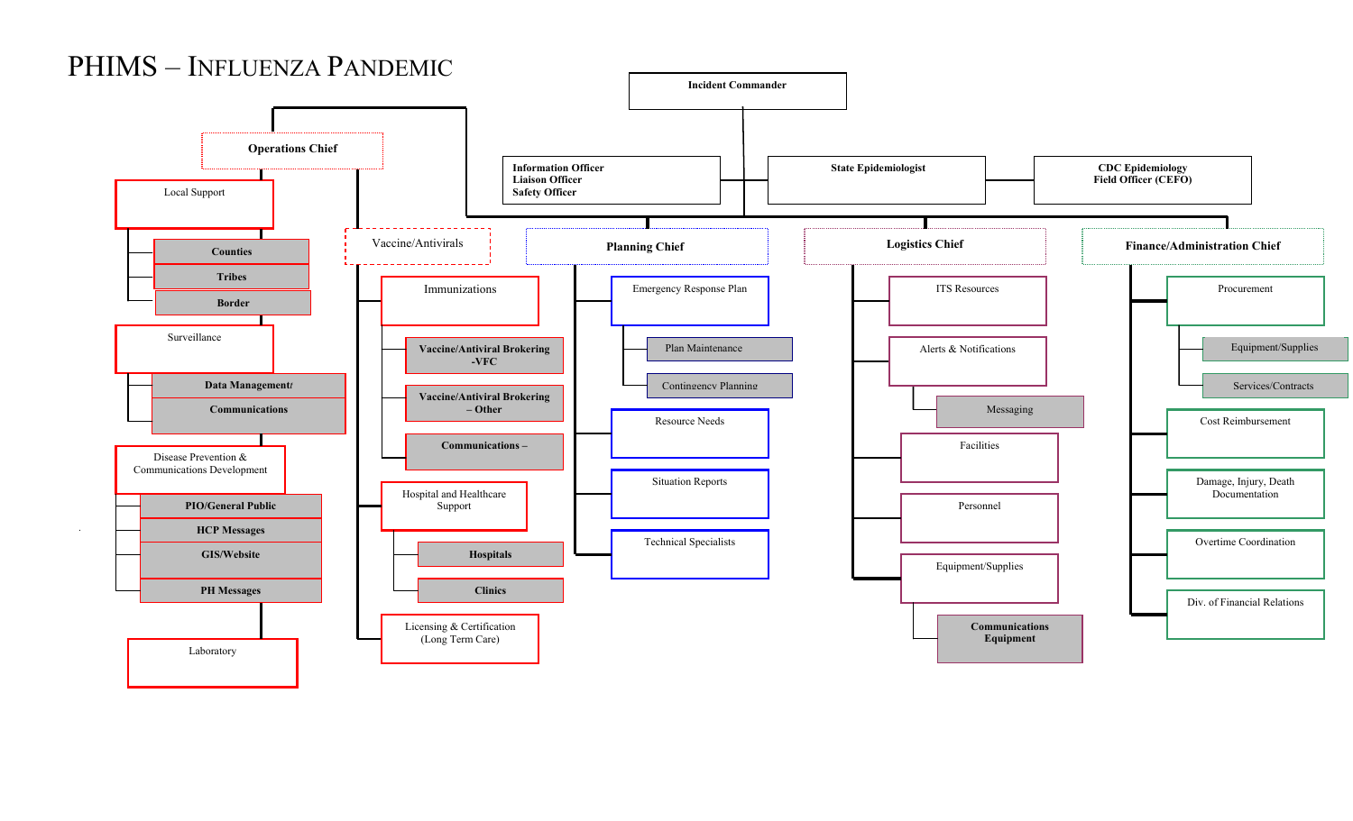# PHIMS – Influenza Pandemic

- **Incident Commander**
  - **Information Officer**
  - **Liaison Officer**
  - **Safety Officer**
  - **State Epidemiologist**
  - **CDC Epidemiology Field Officer (CEFO)**
  - **Operations Chief**
    - Local Support
      - **Counties**
      - **Tribes**
      - **Border**
    - Surveillance
      - **Data Management/ Communications**
    - Disease Prevention & Communications Development
      - **PIO/General Public**
      - **HCP Messages**
      - **GIS/Website**
      - **PH Messages**
    - Laboratory
    - Vaccine/Antivirals
      - Immunizations
        - **Vaccine/Antiviral Brokering -VFC**
        - **Vaccine/Antiviral Brokering – Other**
        - **Communications –**
      - Hospital and Healthcare Support
        - **Hospitals**
        - **Clinics**
      - Licensing & Certification (Long Term Care)
  - **Planning Chief**
    - Emergency Response Plan
      - Plan Maintenance
      - Contingency Planning
    - Resource Needs
    - Situation Reports
    - Technical Specialists
  - **Logistics Chief**
    - ITS Resources
    - Alerts & Notifications
      - Messaging
    - Facilities
    - Personnel
    - Equipment/Supplies
      - **Communications Equipment**
  - **Finance/Administration Chief**
    - Procurement
      - Equipment/Supplies
      - Services/Contracts
    - Cost Reimbursement
    - Damage, Injury, Death Documentation
    - Overtime Coordination
    - Div. of Financial Relations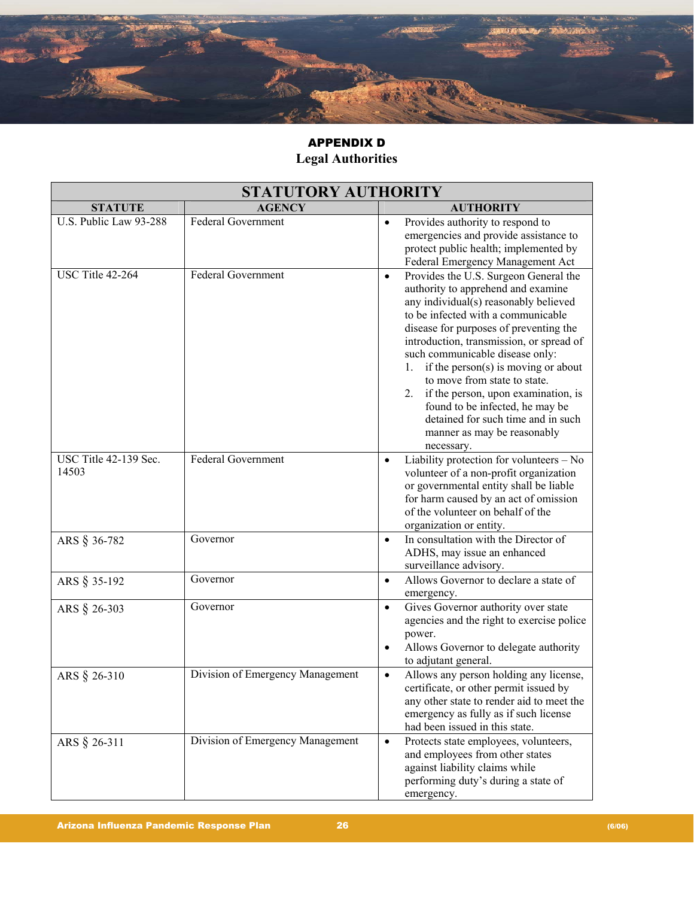## APPENDIX D
### Legal Authorities

| STATUTORY AUTHORITY | | |
|---|---|---|
| **STATUTE** | **AGENCY** | **AUTHORITY** |
| U.S. Public Law 93-288 | Federal Government | • Provides authority to respond to emergencies and provide assistance to protect public health; implemented by Federal Emergency Management Act |
| USC Title 42-264 | Federal Government | • Provides the U.S. Surgeon General the authority to apprehend and examine any individual(s) reasonably believed to be infected with a communicable disease for purposes of preventing the introduction, transmission, or spread of such communicable disease only:<br>1. if the person(s) is moving or about to move from state to state.<br>2. if the person, upon examination, is found to be infected, he may be detained for such time and in such manner as may be reasonably necessary. |
| USC Title 42-139 Sec. 14503 | Federal Government | • Liability protection for volunteers – No volunteer of a non-profit organization or governmental entity shall be liable for harm caused by an act of omission of the volunteer on behalf of the organization or entity. |
| ARS § 36-782 | Governor | • In consultation with the Director of ADHS, may issue an enhanced surveillance advisory. |
| ARS § 35-192 | Governor | • Allows Governor to declare a state of emergency. |
| ARS § 26-303 | Governor | • Gives Governor authority over state agencies and the right to exercise police power.<br>• Allows Governor to delegate authority to adjutant general. |
| ARS § 26-310 | Division of Emergency Management | • Allows any person holding any license, certificate, or other permit issued by any other state to render aid to meet the emergency as fully as if such license had been issued in this state. |
| ARS § 26-311 | Division of Emergency Management | • Protects state employees, volunteers, and employees from other states against liability claims while performing duty's during a state of emergency. |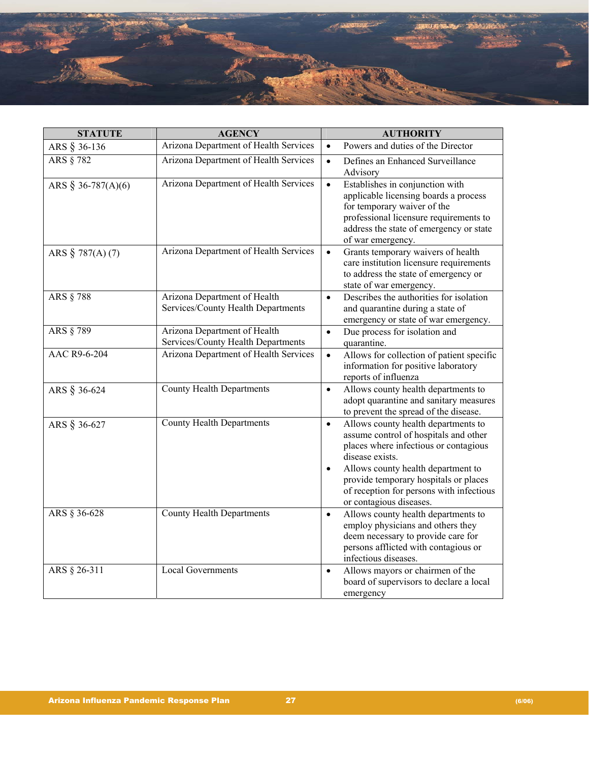| STATUTE | AGENCY | AUTHORITY |
|---|---|---|
| ARS § 36-136 | Arizona Department of Health Services | • Powers and duties of the Director |
| ARS § 782 | Arizona Department of Health Services | • Defines an Enhanced Surveillance Advisory |
| ARS § 36-787(A)(6) | Arizona Department of Health Services | • Establishes in conjunction with applicable licensing boards a process for temporary waiver of the professional licensure requirements to address the state of emergency or state of war emergency. |
| ARS § 787(A) (7) | Arizona Department of Health Services | • Grants temporary waivers of health care institution licensure requirements to address the state of emergency or state of war emergency. |
| ARS § 788 | Arizona Department of Health Services/County Health Departments | • Describes the authorities for isolation and quarantine during a state of emergency or state of war emergency. |
| ARS § 789 | Arizona Department of Health Services/County Health Departments | • Due process for isolation and quarantine. |
| AAC R9-6-204 | Arizona Department of Health Services | • Allows for collection of patient specific information for positive laboratory reports of influenza |
| ARS § 36-624 | County Health Departments | • Allows county health departments to adopt quarantine and sanitary measures to prevent the spread of the disease. |
| ARS § 36-627 | County Health Departments | • Allows county health departments to assume control of hospitals and other places where infectious or contagious disease exists.<br>• Allows county health department to provide temporary hospitals or places of reception for persons with infectious or contagious diseases. |
| ARS § 36-628 | County Health Departments | • Allows county health departments to employ physicians and others they deem necessary to provide care for persons afflicted with contagious or infectious diseases. |
| ARS § 26-311 | Local Governments | • Allows mayors or chairmen of the board of supervisors to declare a local emergency |